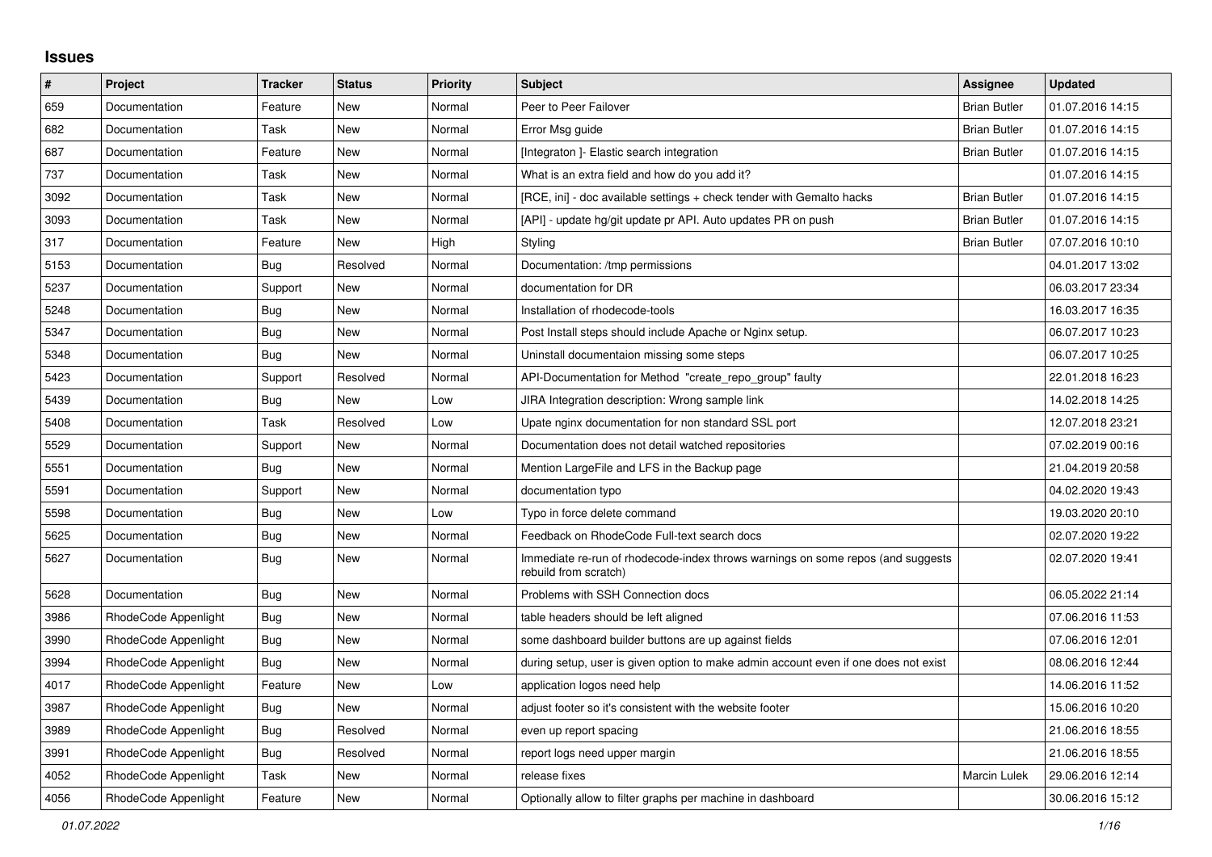## Issues

| # | Project | Tracker | Status | Priority | Subject | Assignee | Updated |
|---|---|---|---|---|---|---|---|
| 659 | Documentation | Feature | New | Normal | Peer to Peer Failover | Brian Butler | 01.07.2016 14:15 |
| 682 | Documentation | Task | New | Normal | Error Msg guide | Brian Butler | 01.07.2016 14:15 |
| 687 | Documentation | Feature | New | Normal | [Integraton ]- Elastic search integration | Brian Butler | 01.07.2016 14:15 |
| 737 | Documentation | Task | New | Normal | What is an extra field and how do you add it? | | 01.07.2016 14:15 |
| 3092 | Documentation | Task | New | Normal | [RCE, ini] - doc available settings + check tender with Gemalto hacks | Brian Butler | 01.07.2016 14:15 |
| 3093 | Documentation | Task | New | Normal | [API] - update hg/git update pr API. Auto updates PR on push | Brian Butler | 01.07.2016 14:15 |
| 317 | Documentation | Feature | New | High | Styling | Brian Butler | 07.07.2016 10:10 |
| 5153 | Documentation | Bug | Resolved | Normal | Documentation: /tmp permissions | | 04.01.2017 13:02 |
| 5237 | Documentation | Support | New | Normal | documentation for DR | | 06.03.2017 23:34 |
| 5248 | Documentation | Bug | New | Normal | Installation of rhodecode-tools | | 16.03.2017 16:35 |
| 5347 | Documentation | Bug | New | Normal | Post Install steps should include Apache or Nginx setup. | | 06.07.2017 10:23 |
| 5348 | Documentation | Bug | New | Normal | Uninstall documentaion missing some steps | | 06.07.2017 10:25 |
| 5423 | Documentation | Support | Resolved | Normal | API-Documentation for Method "create_repo_group" faulty | | 22.01.2018 16:23 |
| 5439 | Documentation | Bug | New | Low | JIRA Integration description: Wrong sample link | | 14.02.2018 14:25 |
| 5408 | Documentation | Task | Resolved | Low | Upate nginx documentation for non standard SSL port | | 12.07.2018 23:21 |
| 5529 | Documentation | Support | New | Normal | Documentation does not detail watched repositories | | 07.02.2019 00:16 |
| 5551 | Documentation | Bug | New | Normal | Mention LargeFile and LFS in the Backup page | | 21.04.2019 20:58 |
| 5591 | Documentation | Support | New | Normal | documentation typo | | 04.02.2020 19:43 |
| 5598 | Documentation | Bug | New | Low | Typo in force delete command | | 19.03.2020 20:10 |
| 5625 | Documentation | Bug | New | Normal | Feedback on RhodeCode Full-text search docs | | 02.07.2020 19:22 |
| 5627 | Documentation | Bug | New | Normal | Immediate re-run of rhodecode-index throws warnings on some repos (and suggests rebuild from scratch) | | 02.07.2020 19:41 |
| 5628 | Documentation | Bug | New | Normal | Problems with SSH Connection docs | | 06.05.2022 21:14 |
| 3986 | RhodeCode Appenlight | Bug | New | Normal | table headers should be left aligned | | 07.06.2016 11:53 |
| 3990 | RhodeCode Appenlight | Bug | New | Normal | some dashboard builder buttons are up against fields | | 07.06.2016 12:01 |
| 3994 | RhodeCode Appenlight | Bug | New | Normal | during setup, user is given option to make admin account even if one does not exist | | 08.06.2016 12:44 |
| 4017 | RhodeCode Appenlight | Feature | New | Low | application logos need help | | 14.06.2016 11:52 |
| 3987 | RhodeCode Appenlight | Bug | New | Normal | adjust footer so it's consistent with the website footer | | 15.06.2016 10:20 |
| 3989 | RhodeCode Appenlight | Bug | Resolved | Normal | even up report spacing | | 21.06.2016 18:55 |
| 3991 | RhodeCode Appenlight | Bug | Resolved | Normal | report logs need upper margin | | 21.06.2016 18:55 |
| 4052 | RhodeCode Appenlight | Task | New | Normal | release fixes | Marcin Lulek | 29.06.2016 12:14 |
| 4056 | RhodeCode Appenlight | Feature | New | Normal | Optionally allow to filter graphs per machine in dashboard | | 30.06.2016 15:12 |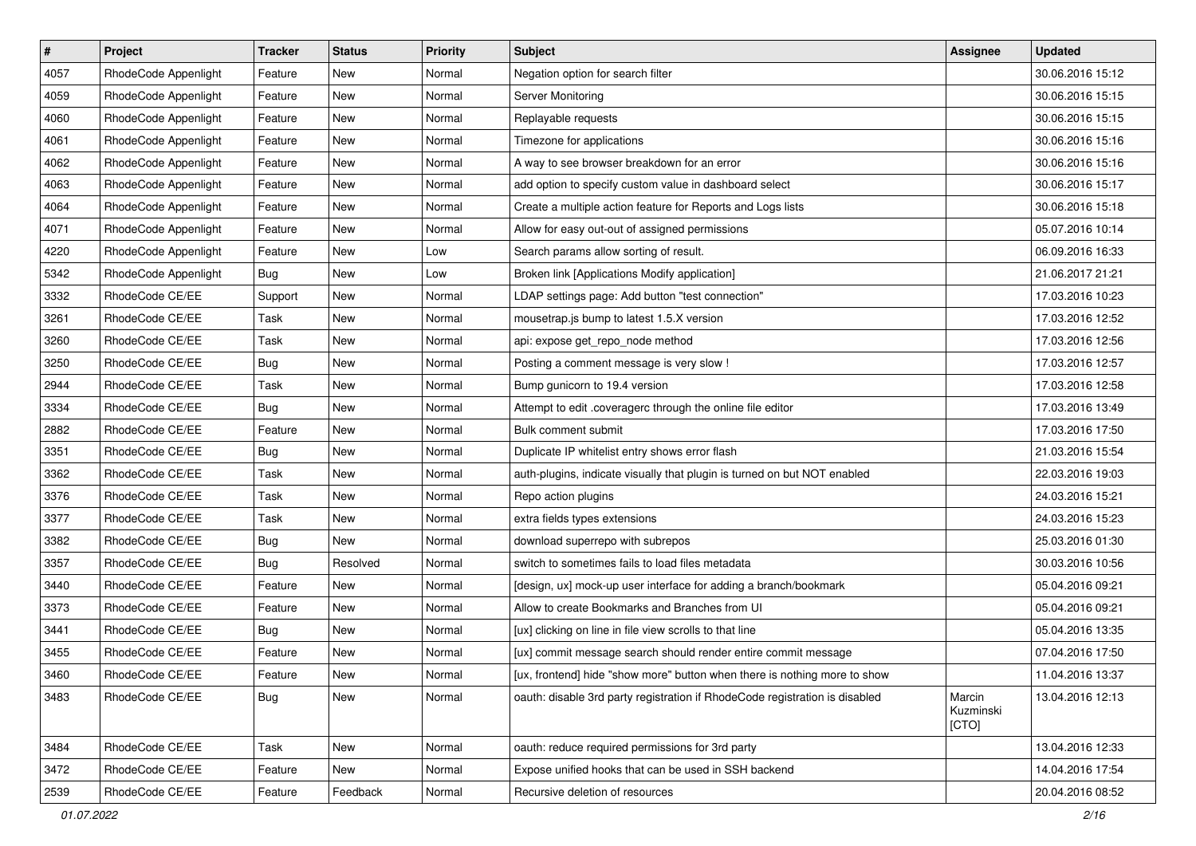| # | Project | Tracker | Status | Priority | Subject | Assignee | Updated |
| --- | --- | --- | --- | --- | --- | --- | --- |
| 4057 | RhodeCode Appenlight | Feature | New | Normal | Negation option for search filter | | 30.06.2016 15:12 |
| 4059 | RhodeCode Appenlight | Feature | New | Normal | Server Monitoring | | 30.06.2016 15:15 |
| 4060 | RhodeCode Appenlight | Feature | New | Normal | Replayable requests | | 30.06.2016 15:15 |
| 4061 | RhodeCode Appenlight | Feature | New | Normal | Timezone for applications | | 30.06.2016 15:16 |
| 4062 | RhodeCode Appenlight | Feature | New | Normal | A way to see browser breakdown for an error | | 30.06.2016 15:16 |
| 4063 | RhodeCode Appenlight | Feature | New | Normal | add option to specify custom value in dashboard select | | 30.06.2016 15:17 |
| 4064 | RhodeCode Appenlight | Feature | New | Normal | Create a multiple action feature for Reports and Logs lists | | 30.06.2016 15:18 |
| 4071 | RhodeCode Appenlight | Feature | New | Normal | Allow for easy out-out of assigned permissions | | 05.07.2016 10:14 |
| 4220 | RhodeCode Appenlight | Feature | New | Low | Search params allow sorting of result. | | 06.09.2016 16:33 |
| 5342 | RhodeCode Appenlight | Bug | New | Low | Broken link [Applications Modify application] | | 21.06.2017 21:21 |
| 3332 | RhodeCode CE/EE | Support | New | Normal | LDAP settings page: Add button "test connection" | | 17.03.2016 10:23 |
| 3261 | RhodeCode CE/EE | Task | New | Normal | mousetrap.js bump to latest 1.5.X version | | 17.03.2016 12:52 |
| 3260 | RhodeCode CE/EE | Task | New | Normal | api: expose get_repo_node method | | 17.03.2016 12:56 |
| 3250 | RhodeCode CE/EE | Bug | New | Normal | Posting a comment message is very slow ! | | 17.03.2016 12:57 |
| 2944 | RhodeCode CE/EE | Task | New | Normal | Bump gunicorn to 19.4 version | | 17.03.2016 12:58 |
| 3334 | RhodeCode CE/EE | Bug | New | Normal | Attempt to edit .coveragerc through the online file editor | | 17.03.2016 13:49 |
| 2882 | RhodeCode CE/EE | Feature | New | Normal | Bulk comment submit | | 17.03.2016 17:50 |
| 3351 | RhodeCode CE/EE | Bug | New | Normal | Duplicate IP whitelist entry shows error flash | | 21.03.2016 15:54 |
| 3362 | RhodeCode CE/EE | Task | New | Normal | auth-plugins, indicate visually that plugin is turned on but NOT enabled | | 22.03.2016 19:03 |
| 3376 | RhodeCode CE/EE | Task | New | Normal | Repo action plugins | | 24.03.2016 15:21 |
| 3377 | RhodeCode CE/EE | Task | New | Normal | extra fields types extensions | | 24.03.2016 15:23 |
| 3382 | RhodeCode CE/EE | Bug | New | Normal | download superrepo with subrepos | | 25.03.2016 01:30 |
| 3357 | RhodeCode CE/EE | Bug | Resolved | Normal | switch to sometimes fails to load files metadata | | 30.03.2016 10:56 |
| 3440 | RhodeCode CE/EE | Feature | New | Normal | [design, ux] mock-up user interface for adding a branch/bookmark | | 05.04.2016 09:21 |
| 3373 | RhodeCode CE/EE | Feature | New | Normal | Allow to create Bookmarks and Branches from UI | | 05.04.2016 09:21 |
| 3441 | RhodeCode CE/EE | Bug | New | Normal | [ux] clicking on line in file view scrolls to that line | | 05.04.2016 13:35 |
| 3455 | RhodeCode CE/EE | Feature | New | Normal | [ux] commit message search should render entire commit message | | 07.04.2016 17:50 |
| 3460 | RhodeCode CE/EE | Feature | New | Normal | [ux, frontend] hide "show more" button when there is nothing more to show | | 11.04.2016 13:37 |
| 3483 | RhodeCode CE/EE | Bug | New | Normal | oauth: disable 3rd party registration if RhodeCode registration is disabled | Marcin Kuzminski [CTO] | 13.04.2016 12:13 |
| 3484 | RhodeCode CE/EE | Task | New | Normal | oauth: reduce required permissions for 3rd party | | 13.04.2016 12:33 |
| 3472 | RhodeCode CE/EE | Feature | New | Normal | Expose unified hooks that can be used in SSH backend | | 14.04.2016 17:54 |
| 2539 | RhodeCode CE/EE | Feature | Feedback | Normal | Recursive deletion of resources | | 20.04.2016 08:52 |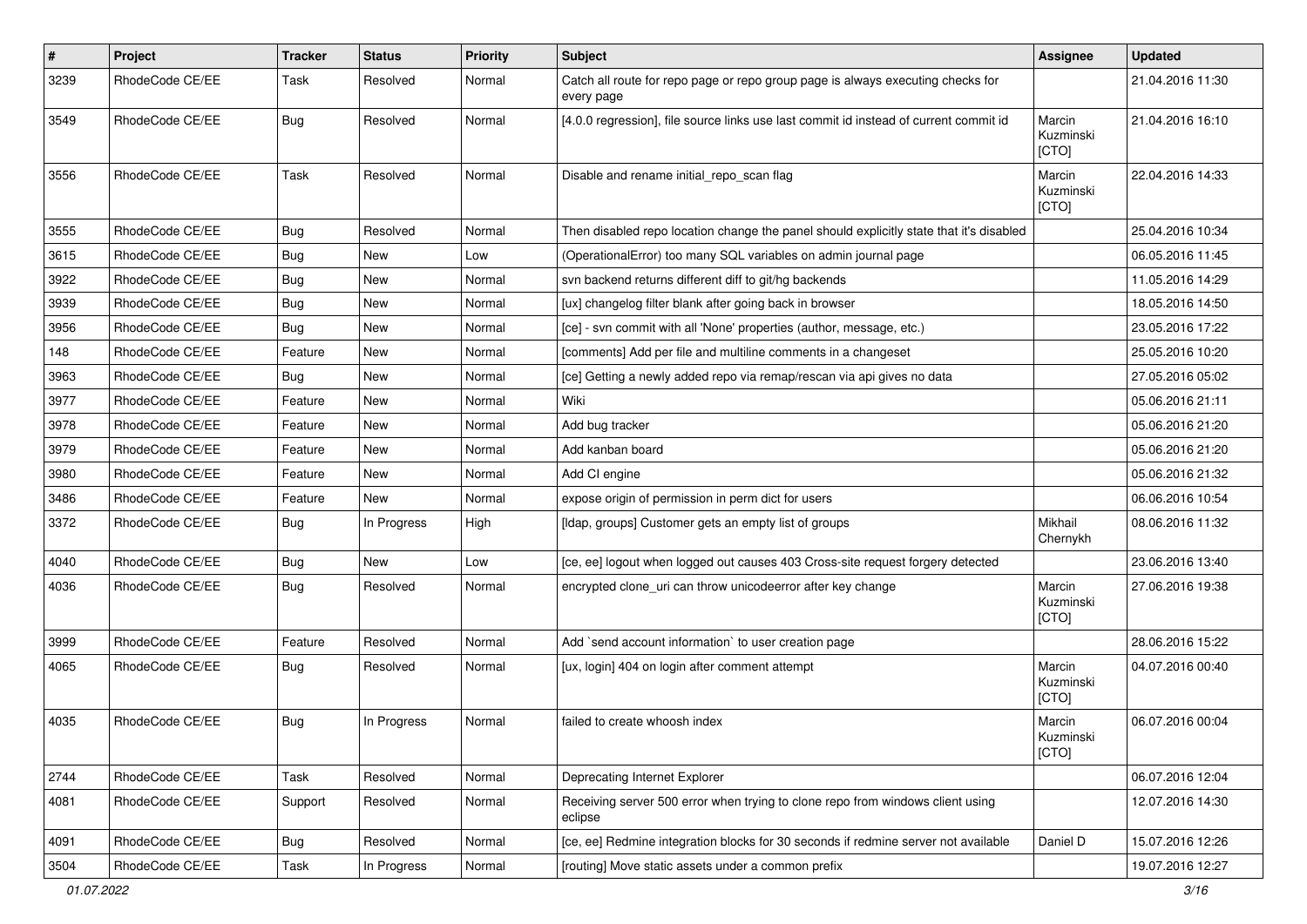| # | Project | Tracker | Status | Priority | Subject | Assignee | Updated |
| --- | --- | --- | --- | --- | --- | --- | --- |
| 3239 | RhodeCode CE/EE | Task | Resolved | Normal | Catch all route for repo page or repo group page is always executing checks for every page | | 21.04.2016 11:30 |
| 3549 | RhodeCode CE/EE | Bug | Resolved | Normal | [4.0.0 regression], file source links use last commit id instead of current commit id | Marcin Kuzminski [CTO] | 21.04.2016 16:10 |
| 3556 | RhodeCode CE/EE | Task | Resolved | Normal | Disable and rename initial_repo_scan flag | Marcin Kuzminski [CTO] | 22.04.2016 14:33 |
| 3555 | RhodeCode CE/EE | Bug | Resolved | Normal | Then disabled repo location change the panel should explicitly state that it's disabled | | 25.04.2016 10:34 |
| 3615 | RhodeCode CE/EE | Bug | New | Low | (OperationalError) too many SQL variables on admin journal page | | 06.05.2016 11:45 |
| 3922 | RhodeCode CE/EE | Bug | New | Normal | svn backend returns different diff to git/hg backends | | 11.05.2016 14:29 |
| 3939 | RhodeCode CE/EE | Bug | New | Normal | [ux] changelog filter blank after going back in browser | | 18.05.2016 14:50 |
| 3956 | RhodeCode CE/EE | Bug | New | Normal | [ce] - svn commit with all 'None' properties (author, message, etc.) | | 23.05.2016 17:22 |
| 148 | RhodeCode CE/EE | Feature | New | Normal | [comments] Add per file and multiline comments in a changeset | | 25.05.2016 10:20 |
| 3963 | RhodeCode CE/EE | Bug | New | Normal | [ce] Getting a newly added repo via remap/rescan via api gives no data | | 27.05.2016 05:02 |
| 3977 | RhodeCode CE/EE | Feature | New | Normal | Wiki | | 05.06.2016 21:11 |
| 3978 | RhodeCode CE/EE | Feature | New | Normal | Add bug tracker | | 05.06.2016 21:20 |
| 3979 | RhodeCode CE/EE | Feature | New | Normal | Add kanban board | | 05.06.2016 21:20 |
| 3980 | RhodeCode CE/EE | Feature | New | Normal | Add CI engine | | 05.06.2016 21:32 |
| 3486 | RhodeCode CE/EE | Feature | New | Normal | expose origin of permission in perm dict for users | | 06.06.2016 10:54 |
| 3372 | RhodeCode CE/EE | Bug | In Progress | High | [ldap, groups] Customer gets an empty list of groups | Mikhail Chernykh | 08.06.2016 11:32 |
| 4040 | RhodeCode CE/EE | Bug | New | Low | [ce, ee] logout when logged out causes 403 Cross-site request forgery detected | | 23.06.2016 13:40 |
| 4036 | RhodeCode CE/EE | Bug | Resolved | Normal | encrypted clone_uri can throw unicodeerror after key change | Marcin Kuzminski [CTO] | 27.06.2016 19:38 |
| 3999 | RhodeCode CE/EE | Feature | Resolved | Normal | Add `send account information` to user creation page | | 28.06.2016 15:22 |
| 4065 | RhodeCode CE/EE | Bug | Resolved | Normal | [ux, login] 404 on login after comment attempt | Marcin Kuzminski [CTO] | 04.07.2016 00:40 |
| 4035 | RhodeCode CE/EE | Bug | In Progress | Normal | failed to create whoosh index | Marcin Kuzminski [CTO] | 06.07.2016 00:04 |
| 2744 | RhodeCode CE/EE | Task | Resolved | Normal | Deprecating Internet Explorer | | 06.07.2016 12:04 |
| 4081 | RhodeCode CE/EE | Support | Resolved | Normal | Receiving server 500 error when trying to clone repo from windows client using eclipse | | 12.07.2016 14:30 |
| 4091 | RhodeCode CE/EE | Bug | Resolved | Normal | [ce, ee] Redmine integration blocks for 30 seconds if redmine server not available | Daniel D | 15.07.2016 12:26 |
| 3504 | RhodeCode CE/EE | Task | In Progress | Normal | [routing] Move static assets under a common prefix | | 19.07.2016 12:27 |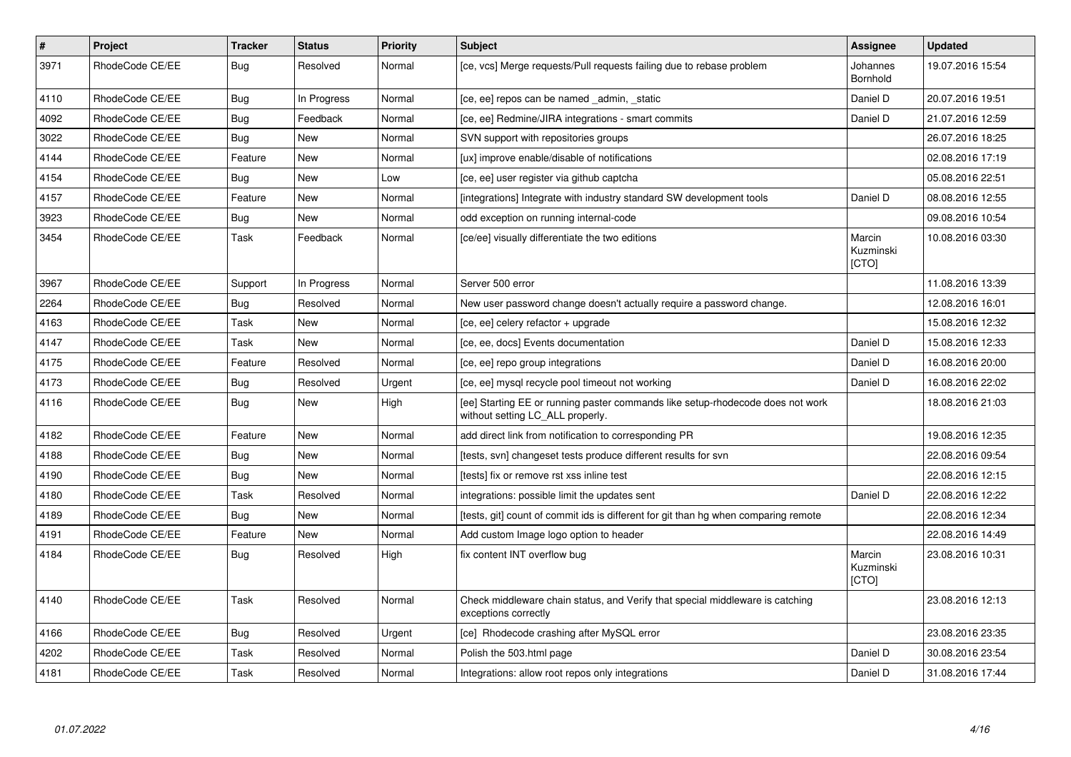| # | Project | Tracker | Status | Priority | Subject | Assignee | Updated |
|---|---|---|---|---|---|---|---|
| 3971 | RhodeCode CE/EE | Bug | Resolved | Normal | [ce, vcs] Merge requests/Pull requests failing due to rebase problem | Johannes Bornhold | 19.07.2016 15:54 |
| 4110 | RhodeCode CE/EE | Bug | In Progress | Normal | [ce, ee] repos can be named _admin, _static | Daniel D | 20.07.2016 19:51 |
| 4092 | RhodeCode CE/EE | Bug | Feedback | Normal | [ce, ee] Redmine/JIRA integrations - smart commits | Daniel D | 21.07.2016 12:59 |
| 3022 | RhodeCode CE/EE | Bug | New | Normal | SVN support with repositories groups | | 26.07.2016 18:25 |
| 4144 | RhodeCode CE/EE | Feature | New | Normal | [ux] improve enable/disable of notifications | | 02.08.2016 17:19 |
| 4154 | RhodeCode CE/EE | Bug | New | Low | [ce, ee] user register via github captcha | | 05.08.2016 22:51 |
| 4157 | RhodeCode CE/EE | Feature | New | Normal | [integrations] Integrate with industry standard SW development tools | Daniel D | 08.08.2016 12:55 |
| 3923 | RhodeCode CE/EE | Bug | New | Normal | odd exception on running internal-code | | 09.08.2016 10:54 |
| 3454 | RhodeCode CE/EE | Task | Feedback | Normal | [ce/ee] visually differentiate the two editions | Marcin Kuzminski [CTO] | 10.08.2016 03:30 |
| 3967 | RhodeCode CE/EE | Support | In Progress | Normal | Server 500 error | | 11.08.2016 13:39 |
| 2264 | RhodeCode CE/EE | Bug | Resolved | Normal | New user password change doesn't actually require a password change. | | 12.08.2016 16:01 |
| 4163 | RhodeCode CE/EE | Task | New | Normal | [ce, ee] celery refactor + upgrade | | 15.08.2016 12:32 |
| 4147 | RhodeCode CE/EE | Task | New | Normal | [ce, ee, docs] Events documentation | Daniel D | 15.08.2016 12:33 |
| 4175 | RhodeCode CE/EE | Feature | Resolved | Normal | [ce, ee] repo group integrations | Daniel D | 16.08.2016 20:00 |
| 4173 | RhodeCode CE/EE | Bug | Resolved | Urgent | [ce, ee] mysql recycle pool timeout not working | Daniel D | 16.08.2016 22:02 |
| 4116 | RhodeCode CE/EE | Bug | New | High | [ee] Starting EE or running paster commands like setup-rhodecode does not work without setting LC_ALL properly. | | 18.08.2016 21:03 |
| 4182 | RhodeCode CE/EE | Feature | New | Normal | add direct link from notification to corresponding PR | | 19.08.2016 12:35 |
| 4188 | RhodeCode CE/EE | Bug | New | Normal | [tests, svn] changeset tests produce different results for svn | | 22.08.2016 09:54 |
| 4190 | RhodeCode CE/EE | Bug | New | Normal | [tests] fix or remove rst xss inline test | | 22.08.2016 12:15 |
| 4180 | RhodeCode CE/EE | Task | Resolved | Normal | integrations: possible limit the updates sent | Daniel D | 22.08.2016 12:22 |
| 4189 | RhodeCode CE/EE | Bug | New | Normal | [tests, git] count of commit ids is different for git than hg when comparing remote | | 22.08.2016 12:34 |
| 4191 | RhodeCode CE/EE | Feature | New | Normal | Add custom Image logo option to header | | 22.08.2016 14:49 |
| 4184 | RhodeCode CE/EE | Bug | Resolved | High | fix content INT overflow bug | Marcin Kuzminski [CTO] | 23.08.2016 10:31 |
| 4140 | RhodeCode CE/EE | Task | Resolved | Normal | Check middleware chain status, and Verify that special middleware is catching exceptions correctly | | 23.08.2016 12:13 |
| 4166 | RhodeCode CE/EE | Bug | Resolved | Urgent | [ce] Rhodecode crashing after MySQL error | | 23.08.2016 23:35 |
| 4202 | RhodeCode CE/EE | Task | Resolved | Normal | Polish the 503.html page | Daniel D | 30.08.2016 23:54 |
| 4181 | RhodeCode CE/EE | Task | Resolved | Normal | Integrations: allow root repos only integrations | Daniel D | 31.08.2016 17:44 |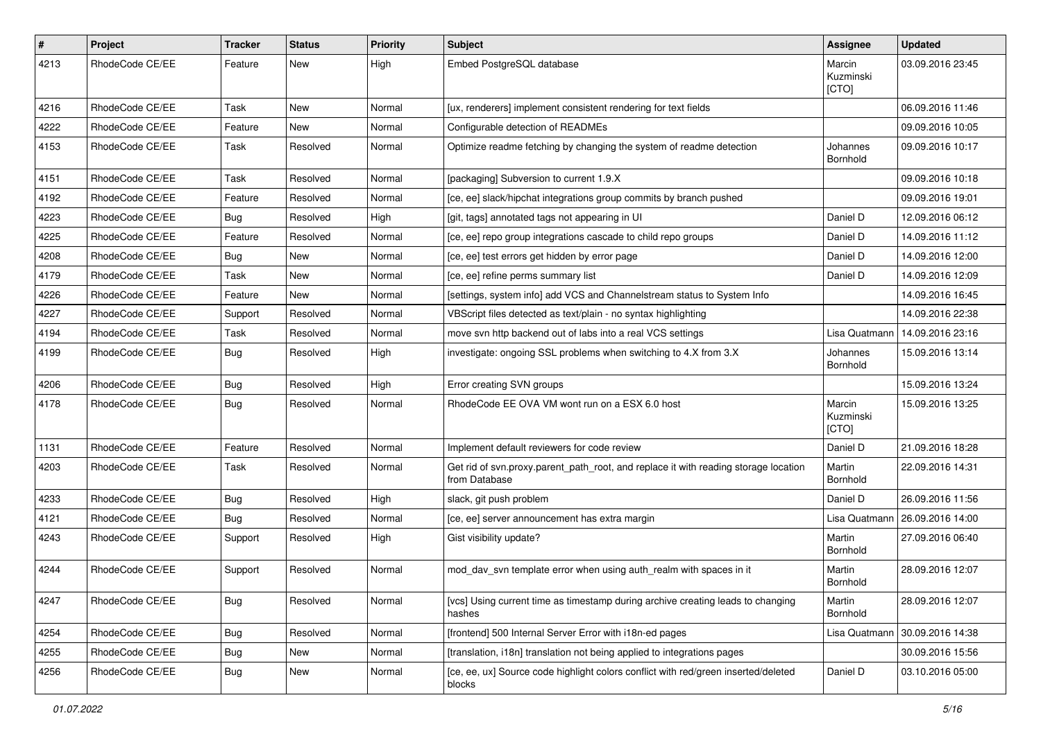| # | Project | Tracker | Status | Priority | Subject | Assignee | Updated |
|---|---|---|---|---|---|---|---|
| 4213 | RhodeCode CE/EE | Feature | New | High | Embed PostgreSQL database | Marcin Kuzminski [CTO] | 03.09.2016 23:45 |
| 4216 | RhodeCode CE/EE | Task | New | Normal | [ux, renderers] implement consistent rendering for text fields | | 06.09.2016 11:46 |
| 4222 | RhodeCode CE/EE | Feature | New | Normal | Configurable detection of READMEs | | 09.09.2016 10:05 |
| 4153 | RhodeCode CE/EE | Task | Resolved | Normal | Optimize readme fetching by changing the system of readme detection | Johannes Bornhold | 09.09.2016 10:17 |
| 4151 | RhodeCode CE/EE | Task | Resolved | Normal | [packaging] Subversion to current 1.9.X | | 09.09.2016 10:18 |
| 4192 | RhodeCode CE/EE | Feature | Resolved | Normal | [ce, ee] slack/hipchat integrations group commits by branch pushed | | 09.09.2016 19:01 |
| 4223 | RhodeCode CE/EE | Bug | Resolved | High | [git, tags] annotated tags not appearing in UI | Daniel D | 12.09.2016 06:12 |
| 4225 | RhodeCode CE/EE | Feature | Resolved | Normal | [ce, ee] repo group integrations cascade to child repo groups | Daniel D | 14.09.2016 11:12 |
| 4208 | RhodeCode CE/EE | Bug | New | Normal | [ce, ee] test errors get hidden by error page | Daniel D | 14.09.2016 12:00 |
| 4179 | RhodeCode CE/EE | Task | New | Normal | [ce, ee] refine perms summary list | Daniel D | 14.09.2016 12:09 |
| 4226 | RhodeCode CE/EE | Feature | New | Normal | [settings, system info] add VCS and Channelstream status to System Info | | 14.09.2016 16:45 |
| 4227 | RhodeCode CE/EE | Support | Resolved | Normal | VBScript files detected as text/plain - no syntax highlighting | | 14.09.2016 22:38 |
| 4194 | RhodeCode CE/EE | Task | Resolved | Normal | move svn http backend out of labs into a real VCS settings | Lisa Quatmann | 14.09.2016 23:16 |
| 4199 | RhodeCode CE/EE | Bug | Resolved | High | investigate: ongoing SSL problems when switching to 4.X from 3.X | Johannes Bornhold | 15.09.2016 13:14 |
| 4206 | RhodeCode CE/EE | Bug | Resolved | High | Error creating SVN groups | | 15.09.2016 13:24 |
| 4178 | RhodeCode CE/EE | Bug | Resolved | Normal | RhodeCode EE OVA VM wont run on a ESX 6.0 host | Marcin Kuzminski [CTO] | 15.09.2016 13:25 |
| 1131 | RhodeCode CE/EE | Feature | Resolved | Normal | Implement default reviewers for code review | Daniel D | 21.09.2016 18:28 |
| 4203 | RhodeCode CE/EE | Task | Resolved | Normal | Get rid of svn.proxy.parent_path_root, and replace it with reading storage location from Database | Martin Bornhold | 22.09.2016 14:31 |
| 4233 | RhodeCode CE/EE | Bug | Resolved | High | slack, git push problem | Daniel D | 26.09.2016 11:56 |
| 4121 | RhodeCode CE/EE | Bug | Resolved | Normal | [ce, ee] server announcement has extra margin | Lisa Quatmann | 26.09.2016 14:00 |
| 4243 | RhodeCode CE/EE | Support | Resolved | High | Gist visibility update? | Martin Bornhold | 27.09.2016 06:40 |
| 4244 | RhodeCode CE/EE | Support | Resolved | Normal | mod_dav_svn template error when using auth_realm with spaces in it | Martin Bornhold | 28.09.2016 12:07 |
| 4247 | RhodeCode CE/EE | Bug | Resolved | Normal | [vcs] Using current time as timestamp during archive creating leads to changing hashes | Martin Bornhold | 28.09.2016 12:07 |
| 4254 | RhodeCode CE/EE | Bug | Resolved | Normal | [frontend] 500 Internal Server Error with i18n-ed pages | Lisa Quatmann | 30.09.2016 14:38 |
| 4255 | RhodeCode CE/EE | Bug | New | Normal | [translation, i18n] translation not being applied to integrations pages | | 30.09.2016 15:56 |
| 4256 | RhodeCode CE/EE | Bug | New | Normal | [ce, ee, ux] Source code highlight colors conflict with red/green inserted/deleted blocks | Daniel D | 03.10.2016 05:00 |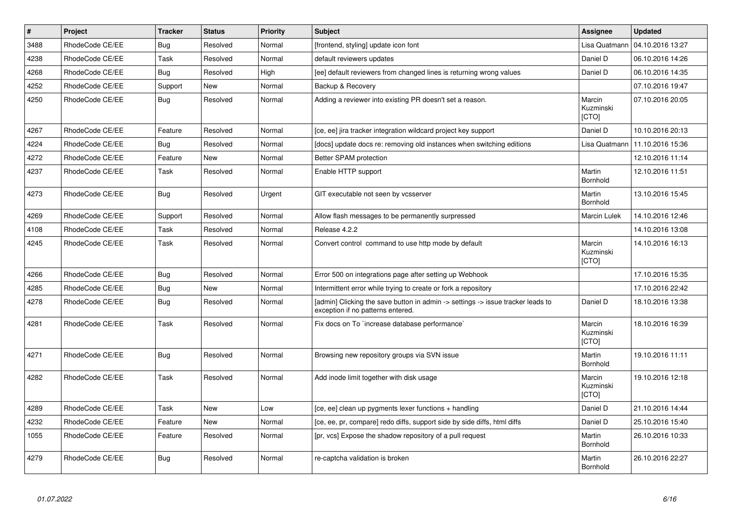| # | Project | Tracker | Status | Priority | Subject | Assignee | Updated |
|---|---|---|---|---|---|---|---|
| 3488 | RhodeCode CE/EE | Bug | Resolved | Normal | [frontend, styling] update icon font | Lisa Quatmann | 04.10.2016 13:27 |
| 4238 | RhodeCode CE/EE | Task | Resolved | Normal | default reviewers updates | Daniel D | 06.10.2016 14:26 |
| 4268 | RhodeCode CE/EE | Bug | Resolved | High | [ee] default reviewers from changed lines is returning wrong values | Daniel D | 06.10.2016 14:35 |
| 4252 | RhodeCode CE/EE | Support | New | Normal | Backup & Recovery | | 07.10.2016 19:47 |
| 4250 | RhodeCode CE/EE | Bug | Resolved | Normal | Adding a reviewer into existing PR doesn't set a reason. | Marcin Kuzminski [CTO] | 07.10.2016 20:05 |
| 4267 | RhodeCode CE/EE | Feature | Resolved | Normal | [ce, ee] jira tracker integration wildcard project key support | Daniel D | 10.10.2016 20:13 |
| 4224 | RhodeCode CE/EE | Bug | Resolved | Normal | [docs] update docs re: removing old instances when switching editions | Lisa Quatmann | 11.10.2016 15:36 |
| 4272 | RhodeCode CE/EE | Feature | New | Normal | Better SPAM protection | | 12.10.2016 11:14 |
| 4237 | RhodeCode CE/EE | Task | Resolved | Normal | Enable HTTP support | Martin Bornhold | 12.10.2016 11:51 |
| 4273 | RhodeCode CE/EE | Bug | Resolved | Urgent | GIT executable not seen by vcsserver | Martin Bornhold | 13.10.2016 15:45 |
| 4269 | RhodeCode CE/EE | Support | Resolved | Normal | Allow flash messages to be permanently surpressed | Marcin Lulek | 14.10.2016 12:46 |
| 4108 | RhodeCode CE/EE | Task | Resolved | Normal | Release 4.2.2 | | 14.10.2016 13:08 |
| 4245 | RhodeCode CE/EE | Task | Resolved | Normal | Convert control command to use http mode by default | Marcin Kuzminski [CTO] | 14.10.2016 16:13 |
| 4266 | RhodeCode CE/EE | Bug | Resolved | Normal | Error 500 on integrations page after setting up Webhook | | 17.10.2016 15:35 |
| 4285 | RhodeCode CE/EE | Bug | New | Normal | Intermittent error while trying to create or fork a repository | | 17.10.2016 22:42 |
| 4278 | RhodeCode CE/EE | Bug | Resolved | Normal | [admin] Clicking the save button in admin -> settings -> issue tracker leads to exception if no patterns entered. | Daniel D | 18.10.2016 13:38 |
| 4281 | RhodeCode CE/EE | Task | Resolved | Normal | Fix docs on To `increase database performance` | Marcin Kuzminski [CTO] | 18.10.2016 16:39 |
| 4271 | RhodeCode CE/EE | Bug | Resolved | Normal | Browsing new repository groups via SVN issue | Martin Bornhold | 19.10.2016 11:11 |
| 4282 | RhodeCode CE/EE | Task | Resolved | Normal | Add inode limit together with disk usage | Marcin Kuzminski [CTO] | 19.10.2016 12:18 |
| 4289 | RhodeCode CE/EE | Task | New | Low | [ce, ee] clean up pygments lexer functions + handling | Daniel D | 21.10.2016 14:44 |
| 4232 | RhodeCode CE/EE | Feature | New | Normal | [ce, ee, pr, compare] redo diffs, support side by side diffs, html diffs | Daniel D | 25.10.2016 15:40 |
| 1055 | RhodeCode CE/EE | Feature | Resolved | Normal | [pr, vcs] Expose the shadow repository of a pull request | Martin Bornhold | 26.10.2016 10:33 |
| 4279 | RhodeCode CE/EE | Bug | Resolved | Normal | re-captcha validation is broken | Martin Bornhold | 26.10.2016 22:27 |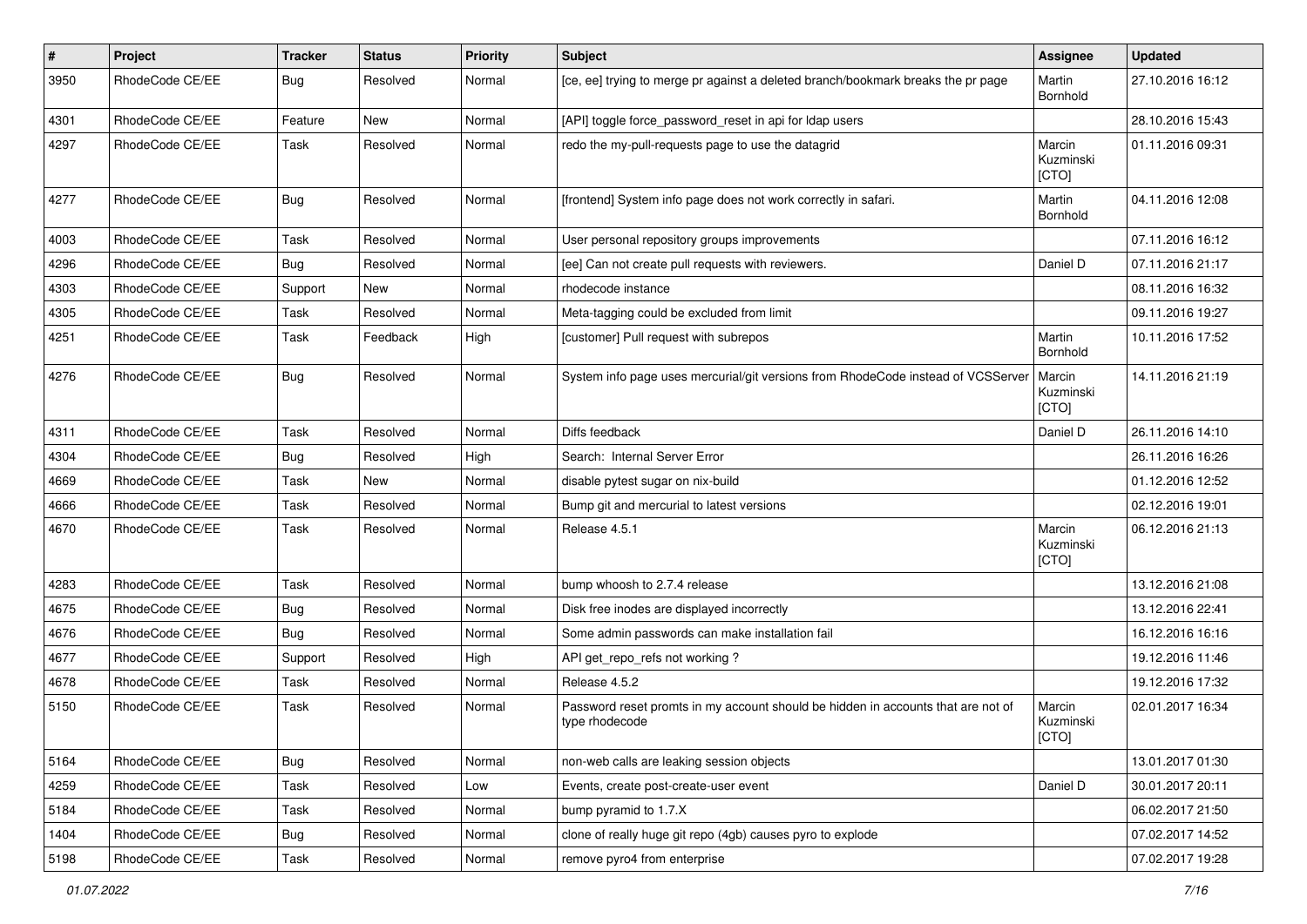| # | Project | Tracker | Status | Priority | Subject | Assignee | Updated |
|---|---|---|---|---|---|---|---|
| 3950 | RhodeCode CE/EE | Bug | Resolved | Normal | [ce, ee] trying to merge pr against a deleted branch/bookmark breaks the pr page | Martin Bornhold | 27.10.2016 16:12 |
| 4301 | RhodeCode CE/EE | Feature | New | Normal | [API] toggle force_password_reset in api for ldap users | | 28.10.2016 15:43 |
| 4297 | RhodeCode CE/EE | Task | Resolved | Normal | redo the my-pull-requests page to use the datagrid | Marcin Kuzminski [CTO] | 01.11.2016 09:31 |
| 4277 | RhodeCode CE/EE | Bug | Resolved | Normal | [frontend] System info page does not work correctly in safari. | Martin Bornhold | 04.11.2016 12:08 |
| 4003 | RhodeCode CE/EE | Task | Resolved | Normal | User personal repository groups improvements | | 07.11.2016 16:12 |
| 4296 | RhodeCode CE/EE | Bug | Resolved | Normal | [ee] Can not create pull requests with reviewers. | Daniel D | 07.11.2016 21:17 |
| 4303 | RhodeCode CE/EE | Support | New | Normal | rhodecode instance | | 08.11.2016 16:32 |
| 4305 | RhodeCode CE/EE | Task | Resolved | Normal | Meta-tagging could be excluded from limit | | 09.11.2016 19:27 |
| 4251 | RhodeCode CE/EE | Task | Feedback | High | [customer] Pull request with subrepos | Martin Bornhold | 10.11.2016 17:52 |
| 4276 | RhodeCode CE/EE | Bug | Resolved | Normal | System info page uses mercurial/git versions from RhodeCode instead of VCSServer | Marcin Kuzminski [CTO] | 14.11.2016 21:19 |
| 4311 | RhodeCode CE/EE | Task | Resolved | Normal | Diffs feedback | Daniel D | 26.11.2016 14:10 |
| 4304 | RhodeCode CE/EE | Bug | Resolved | High | Search: Internal Server Error | | 26.11.2016 16:26 |
| 4669 | RhodeCode CE/EE | Task | New | Normal | disable pytest sugar on nix-build | | 01.12.2016 12:52 |
| 4666 | RhodeCode CE/EE | Task | Resolved | Normal | Bump git and mercurial to latest versions | | 02.12.2016 19:01 |
| 4670 | RhodeCode CE/EE | Task | Resolved | Normal | Release 4.5.1 | Marcin Kuzminski [CTO] | 06.12.2016 21:13 |
| 4283 | RhodeCode CE/EE | Task | Resolved | Normal | bump whoosh to 2.7.4 release | | 13.12.2016 21:08 |
| 4675 | RhodeCode CE/EE | Bug | Resolved | Normal | Disk free inodes are displayed incorrectly | | 13.12.2016 22:41 |
| 4676 | RhodeCode CE/EE | Bug | Resolved | Normal | Some admin passwords can make installation fail | | 16.12.2016 16:16 |
| 4677 | RhodeCode CE/EE | Support | Resolved | High | API get_repo_refs not working ? | | 19.12.2016 11:46 |
| 4678 | RhodeCode CE/EE | Task | Resolved | Normal | Release 4.5.2 | | 19.12.2016 17:32 |
| 5150 | RhodeCode CE/EE | Task | Resolved | Normal | Password reset promts in my account should be hidden in accounts that are not of type rhodecode | Marcin Kuzminski [CTO] | 02.01.2017 16:34 |
| 5164 | RhodeCode CE/EE | Bug | Resolved | Normal | non-web calls are leaking session objects | | 13.01.2017 01:30 |
| 4259 | RhodeCode CE/EE | Task | Resolved | Low | Events, create post-create-user event | Daniel D | 30.01.2017 20:11 |
| 5184 | RhodeCode CE/EE | Task | Resolved | Normal | bump pyramid to 1.7.X | | 06.02.2017 21:50 |
| 1404 | RhodeCode CE/EE | Bug | Resolved | Normal | clone of really huge git repo (4gb) causes pyro to explode | | 07.02.2017 14:52 |
| 5198 | RhodeCode CE/EE | Task | Resolved | Normal | remove pyro4 from enterprise | | 07.02.2017 19:28 |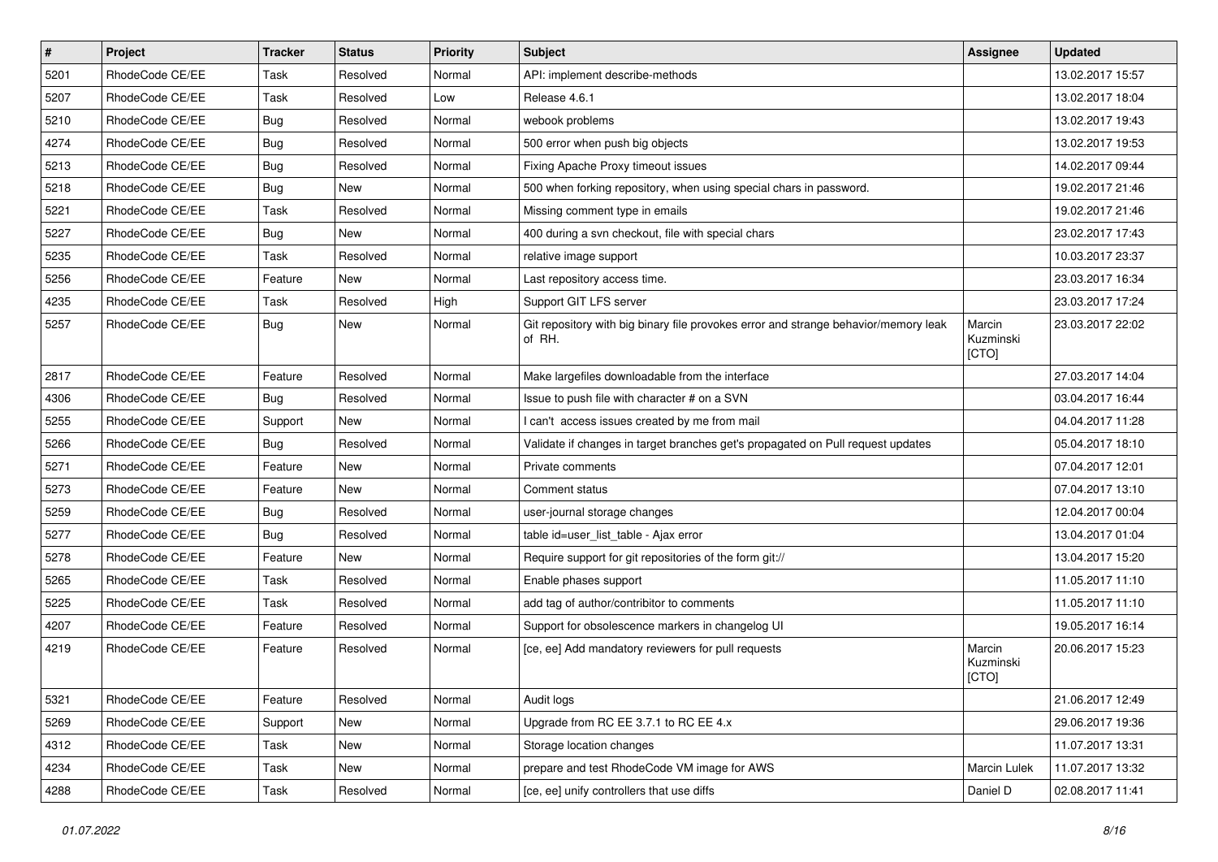| # | Project | Tracker | Status | Priority | Subject | Assignee | Updated |
|---|---|---|---|---|---|---|---|
| 5201 | RhodeCode CE/EE | Task | Resolved | Normal | API: implement describe-methods | | 13.02.2017 15:57 |
| 5207 | RhodeCode CE/EE | Task | Resolved | Low | Release 4.6.1 | | 13.02.2017 18:04 |
| 5210 | RhodeCode CE/EE | Bug | Resolved | Normal | webook problems | | 13.02.2017 19:43 |
| 4274 | RhodeCode CE/EE | Bug | Resolved | Normal | 500 error when push big objects | | 13.02.2017 19:53 |
| 5213 | RhodeCode CE/EE | Bug | Resolved | Normal | Fixing Apache Proxy timeout issues | | 14.02.2017 09:44 |
| 5218 | RhodeCode CE/EE | Bug | New | Normal | 500 when forking repository, when using special chars in password. | | 19.02.2017 21:46 |
| 5221 | RhodeCode CE/EE | Task | Resolved | Normal | Missing comment type in emails | | 19.02.2017 21:46 |
| 5227 | RhodeCode CE/EE | Bug | New | Normal | 400 during a svn checkout, file with special chars | | 23.02.2017 17:43 |
| 5235 | RhodeCode CE/EE | Task | Resolved | Normal | relative image support | | 10.03.2017 23:37 |
| 5256 | RhodeCode CE/EE | Feature | New | Normal | Last repository access time. | | 23.03.2017 16:34 |
| 4235 | RhodeCode CE/EE | Task | Resolved | High | Support GIT LFS server | | 23.03.2017 17:24 |
| 5257 | RhodeCode CE/EE | Bug | New | Normal | Git repository with big binary file provokes error and strange behavior/memory leak of RH. | Marcin Kuzminski [CTO] | 23.03.2017 22:02 |
| 2817 | RhodeCode CE/EE | Feature | Resolved | Normal | Make largefiles downloadable from the interface | | 27.03.2017 14:04 |
| 4306 | RhodeCode CE/EE | Bug | Resolved | Normal | Issue to push file with character # on a SVN | | 03.04.2017 16:44 |
| 5255 | RhodeCode CE/EE | Support | New | Normal | I can't access issues created by me from mail | | 04.04.2017 11:28 |
| 5266 | RhodeCode CE/EE | Bug | Resolved | Normal | Validate if changes in target branches get's propagated on Pull request updates | | 05.04.2017 18:10 |
| 5271 | RhodeCode CE/EE | Feature | New | Normal | Private comments | | 07.04.2017 12:01 |
| 5273 | RhodeCode CE/EE | Feature | New | Normal | Comment status | | 07.04.2017 13:10 |
| 5259 | RhodeCode CE/EE | Bug | Resolved | Normal | user-journal storage changes | | 12.04.2017 00:04 |
| 5277 | RhodeCode CE/EE | Bug | Resolved | Normal | table id=user_list_table - Ajax error | | 13.04.2017 01:04 |
| 5278 | RhodeCode CE/EE | Feature | New | Normal | Require support for git repositories of the form git:// | | 13.04.2017 15:20 |
| 5265 | RhodeCode CE/EE | Task | Resolved | Normal | Enable phases support | | 11.05.2017 11:10 |
| 5225 | RhodeCode CE/EE | Task | Resolved | Normal | add tag of author/contribitor to comments | | 11.05.2017 11:10 |
| 4207 | RhodeCode CE/EE | Feature | Resolved | Normal | Support for obsolescence markers in changelog UI | | 19.05.2017 16:14 |
| 4219 | RhodeCode CE/EE | Feature | Resolved | Normal | [ce, ee] Add mandatory reviewers for pull requests | Marcin Kuzminski [CTO] | 20.06.2017 15:23 |
| 5321 | RhodeCode CE/EE | Feature | Resolved | Normal | Audit logs | | 21.06.2017 12:49 |
| 5269 | RhodeCode CE/EE | Support | New | Normal | Upgrade from RC EE 3.7.1 to RC EE 4.x | | 29.06.2017 19:36 |
| 4312 | RhodeCode CE/EE | Task | New | Normal | Storage location changes | | 11.07.2017 13:31 |
| 4234 | RhodeCode CE/EE | Task | New | Normal | prepare and test RhodeCode VM image for AWS | Marcin Lulek | 11.07.2017 13:32 |
| 4288 | RhodeCode CE/EE | Task | Resolved | Normal | [ce, ee] unify controllers that use diffs | Daniel D | 02.08.2017 11:41 |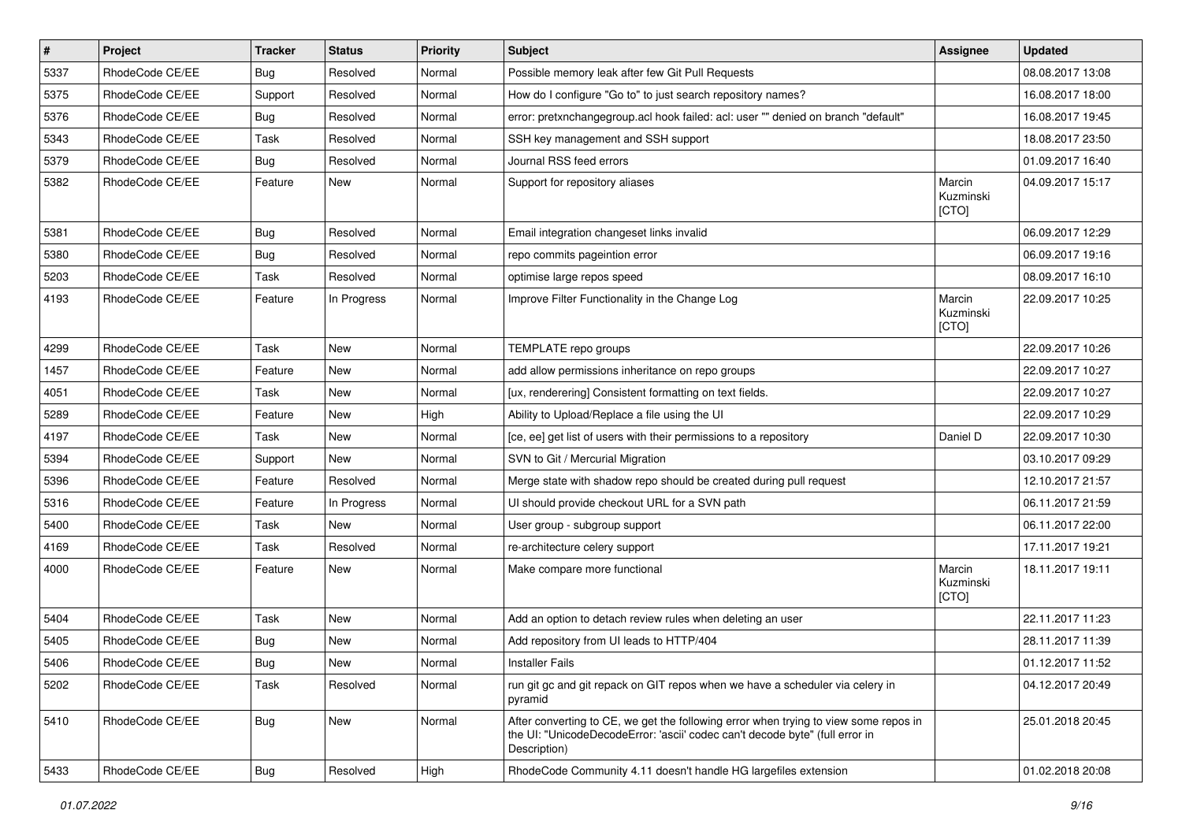| # | Project | Tracker | Status | Priority | Subject | Assignee | Updated |
|---|---|---|---|---|---|---|---|
| 5337 | RhodeCode CE/EE | Bug | Resolved | Normal | Possible memory leak after few Git Pull Requests | | 08.08.2017 13:08 |
| 5375 | RhodeCode CE/EE | Support | Resolved | Normal | How do I configure "Go to" to just search repository names? | | 16.08.2017 18:00 |
| 5376 | RhodeCode CE/EE | Bug | Resolved | Normal | error: pretxnchangegroup.acl hook failed: acl: user "" denied on branch "default" | | 16.08.2017 19:45 |
| 5343 | RhodeCode CE/EE | Task | Resolved | Normal | SSH key management and SSH support | | 18.08.2017 23:50 |
| 5379 | RhodeCode CE/EE | Bug | Resolved | Normal | Journal RSS feed errors | | 01.09.2017 16:40 |
| 5382 | RhodeCode CE/EE | Feature | New | Normal | Support for repository aliases | Marcin Kuzminski [CTO] | 04.09.2017 15:17 |
| 5381 | RhodeCode CE/EE | Bug | Resolved | Normal | Email integration changeset links invalid | | 06.09.2017 12:29 |
| 5380 | RhodeCode CE/EE | Bug | Resolved | Normal | repo commits pageintion error | | 06.09.2017 19:16 |
| 5203 | RhodeCode CE/EE | Task | Resolved | Normal | optimise large repos speed | | 08.09.2017 16:10 |
| 4193 | RhodeCode CE/EE | Feature | In Progress | Normal | Improve Filter Functionality in the Change Log | Marcin Kuzminski [CTO] | 22.09.2017 10:25 |
| 4299 | RhodeCode CE/EE | Task | New | Normal | TEMPLATE repo groups | | 22.09.2017 10:26 |
| 1457 | RhodeCode CE/EE | Feature | New | Normal | add allow permissions inheritance on repo groups | | 22.09.2017 10:27 |
| 4051 | RhodeCode CE/EE | Task | New | Normal | [ux, renderering] Consistent formatting on text fields. | | 22.09.2017 10:27 |
| 5289 | RhodeCode CE/EE | Feature | New | High | Ability to Upload/Replace a file using the UI | | 22.09.2017 10:29 |
| 4197 | RhodeCode CE/EE | Task | New | Normal | [ce, ee] get list of users with their permissions to a repository | Daniel D | 22.09.2017 10:30 |
| 5394 | RhodeCode CE/EE | Support | New | Normal | SVN to Git / Mercurial Migration | | 03.10.2017 09:29 |
| 5396 | RhodeCode CE/EE | Feature | Resolved | Normal | Merge state with shadow repo should be created during pull request | | 12.10.2017 21:57 |
| 5316 | RhodeCode CE/EE | Feature | In Progress | Normal | UI should provide checkout URL for a SVN path | | 06.11.2017 21:59 |
| 5400 | RhodeCode CE/EE | Task | New | Normal | User group - subgroup support | | 06.11.2017 22:00 |
| 4169 | RhodeCode CE/EE | Task | Resolved | Normal | re-architecture celery support | | 17.11.2017 19:21 |
| 4000 | RhodeCode CE/EE | Feature | New | Normal | Make compare more functional | Marcin Kuzminski [CTO] | 18.11.2017 19:11 |
| 5404 | RhodeCode CE/EE | Task | New | Normal | Add an option to detach review rules when deleting an user | | 22.11.2017 11:23 |
| 5405 | RhodeCode CE/EE | Bug | New | Normal | Add repository from UI leads to HTTP/404 | | 28.11.2017 11:39 |
| 5406 | RhodeCode CE/EE | Bug | New | Normal | Installer Fails | | 01.12.2017 11:52 |
| 5202 | RhodeCode CE/EE | Task | Resolved | Normal | run git gc and git repack on GIT repos when we have a scheduler via celery in pyramid | | 04.12.2017 20:49 |
| 5410 | RhodeCode CE/EE | Bug | New | Normal | After converting to CE, we get the following error when trying to view some repos in the UI: "UnicodeDecodeError: 'ascii' codec can't decode byte" (full error in Description) | | 25.01.2018 20:45 |
| 5433 | RhodeCode CE/EE | Bug | Resolved | High | RhodeCode Community 4.11 doesn't handle HG largefiles extension | | 01.02.2018 20:08 |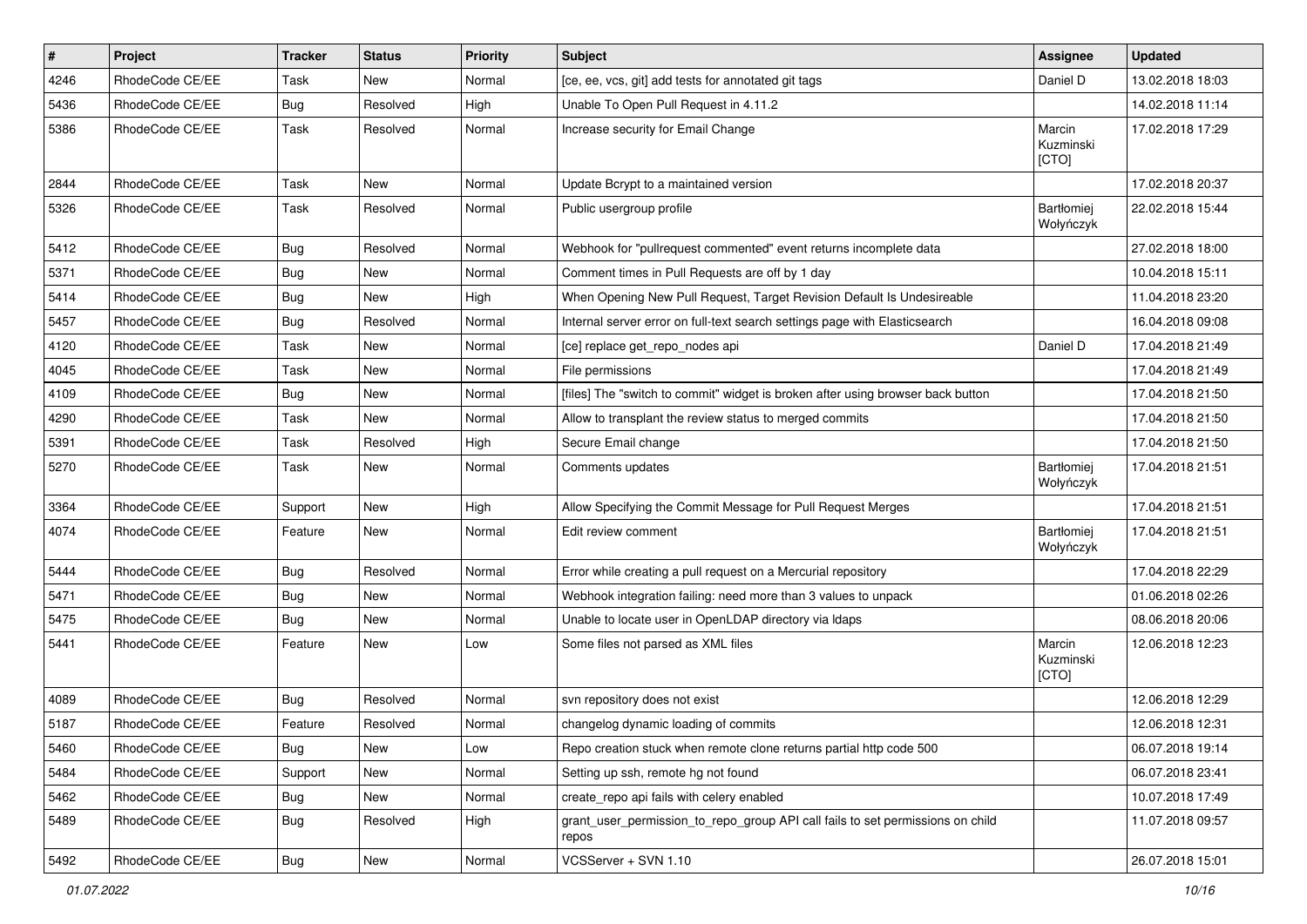| # | Project | Tracker | Status | Priority | Subject | Assignee | Updated |
|---|---|---|---|---|---|---|---|
| 4246 | RhodeCode CE/EE | Task | New | Normal | [ce, ee, vcs, git] add tests for annotated git tags | Daniel D | 13.02.2018 18:03 |
| 5436 | RhodeCode CE/EE | Bug | Resolved | High | Unable To Open Pull Request in 4.11.2 | | 14.02.2018 11:14 |
| 5386 | RhodeCode CE/EE | Task | Resolved | Normal | Increase security for Email Change | Marcin Kuzminski [CTO] | 17.02.2018 17:29 |
| 2844 | RhodeCode CE/EE | Task | New | Normal | Update Bcrypt to a maintained version | | 17.02.2018 20:37 |
| 5326 | RhodeCode CE/EE | Task | Resolved | Normal | Public usergroup profile | Bartłomiej Wołyńczyk | 22.02.2018 15:44 |
| 5412 | RhodeCode CE/EE | Bug | Resolved | Normal | Webhook for "pullrequest commented" event returns incomplete data | | 27.02.2018 18:00 |
| 5371 | RhodeCode CE/EE | Bug | New | Normal | Comment times in Pull Requests are off by 1 day | | 10.04.2018 15:11 |
| 5414 | RhodeCode CE/EE | Bug | New | High | When Opening New Pull Request, Target Revision Default Is Undesireable | | 11.04.2018 23:20 |
| 5457 | RhodeCode CE/EE | Bug | Resolved | Normal | Internal server error on full-text search settings page with Elasticsearch | | 16.04.2018 09:08 |
| 4120 | RhodeCode CE/EE | Task | New | Normal | [ce] replace get_repo_nodes api | Daniel D | 17.04.2018 21:49 |
| 4045 | RhodeCode CE/EE | Task | New | Normal | File permissions | | 17.04.2018 21:49 |
| 4109 | RhodeCode CE/EE | Bug | New | Normal | [files] The "switch to commit" widget is broken after using browser back button | | 17.04.2018 21:50 |
| 4290 | RhodeCode CE/EE | Task | New | Normal | Allow to transplant the review status to merged commits | | 17.04.2018 21:50 |
| 5391 | RhodeCode CE/EE | Task | Resolved | High | Secure Email change | | 17.04.2018 21:50 |
| 5270 | RhodeCode CE/EE | Task | New | Normal | Comments updates | Bartłomiej Wołyńczyk | 17.04.2018 21:51 |
| 3364 | RhodeCode CE/EE | Support | New | High | Allow Specifying the Commit Message for Pull Request Merges | | 17.04.2018 21:51 |
| 4074 | RhodeCode CE/EE | Feature | New | Normal | Edit review comment | Bartłomiej Wołyńczyk | 17.04.2018 21:51 |
| 5444 | RhodeCode CE/EE | Bug | Resolved | Normal | Error while creating a pull request on a Mercurial repository | | 17.04.2018 22:29 |
| 5471 | RhodeCode CE/EE | Bug | New | Normal | Webhook integration failing: need more than 3 values to unpack | | 01.06.2018 02:26 |
| 5475 | RhodeCode CE/EE | Bug | New | Normal | Unable to locate user in OpenLDAP directory via ldaps | | 08.06.2018 20:06 |
| 5441 | RhodeCode CE/EE | Feature | New | Low | Some files not parsed as XML files | Marcin Kuzminski [CTO] | 12.06.2018 12:23 |
| 4089 | RhodeCode CE/EE | Bug | Resolved | Normal | svn repository does not exist | | 12.06.2018 12:29 |
| 5187 | RhodeCode CE/EE | Feature | Resolved | Normal | changelog dynamic loading of commits | | 12.06.2018 12:31 |
| 5460 | RhodeCode CE/EE | Bug | New | Low | Repo creation stuck when remote clone returns partial http code 500 | | 06.07.2018 19:14 |
| 5484 | RhodeCode CE/EE | Support | New | Normal | Setting up ssh, remote hg not found | | 06.07.2018 23:41 |
| 5462 | RhodeCode CE/EE | Bug | New | Normal | create_repo api fails with celery enabled | | 10.07.2018 17:49 |
| 5489 | RhodeCode CE/EE | Bug | Resolved | High | grant_user_permission_to_repo_group API call fails to set permissions on child repos | | 11.07.2018 09:57 |
| 5492 | RhodeCode CE/EE | Bug | New | Normal | VCSServer + SVN 1.10 | | 26.07.2018 15:01 |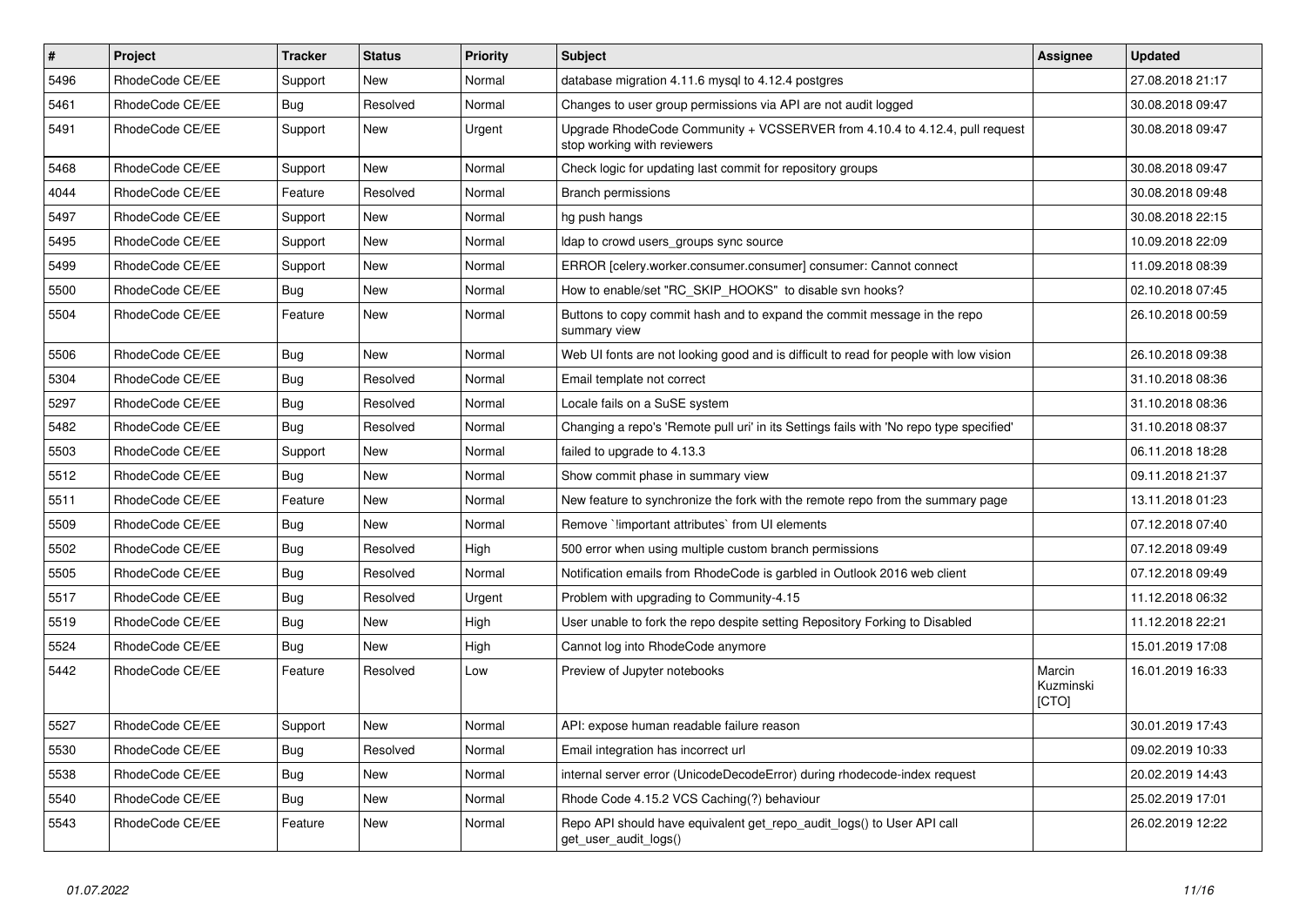| # | Project | Tracker | Status | Priority | Subject | Assignee | Updated |
|---|---|---|---|---|---|---|---|
| 5496 | RhodeCode CE/EE | Support | New | Normal | database migration 4.11.6 mysql to 4.12.4 postgres | | 27.08.2018 21:17 |
| 5461 | RhodeCode CE/EE | Bug | Resolved | Normal | Changes to user group permissions via API are not audit logged | | 30.08.2018 09:47 |
| 5491 | RhodeCode CE/EE | Support | New | Urgent | Upgrade RhodeCode Community + VCSSERVER from 4.10.4 to 4.12.4, pull request stop working with reviewers | | 30.08.2018 09:47 |
| 5468 | RhodeCode CE/EE | Support | New | Normal | Check logic for updating last commit for repository groups | | 30.08.2018 09:47 |
| 4044 | RhodeCode CE/EE | Feature | Resolved | Normal | Branch permissions | | 30.08.2018 09:48 |
| 5497 | RhodeCode CE/EE | Support | New | Normal | hg push hangs | | 30.08.2018 22:15 |
| 5495 | RhodeCode CE/EE | Support | New | Normal | ldap to crowd users_groups sync source | | 10.09.2018 22:09 |
| 5499 | RhodeCode CE/EE | Support | New | Normal | ERROR [celery.worker.consumer.consumer] consumer: Cannot connect | | 11.09.2018 08:39 |
| 5500 | RhodeCode CE/EE | Bug | New | Normal | How to enable/set "RC_SKIP_HOOKS" to disable svn hooks? | | 02.10.2018 07:45 |
| 5504 | RhodeCode CE/EE | Feature | New | Normal | Buttons to copy commit hash and to expand the commit message in the repo summary view | | 26.10.2018 00:59 |
| 5506 | RhodeCode CE/EE | Bug | New | Normal | Web UI fonts are not looking good and is difficult to read for people with low vision | | 26.10.2018 09:38 |
| 5304 | RhodeCode CE/EE | Bug | Resolved | Normal | Email template not correct | | 31.10.2018 08:36 |
| 5297 | RhodeCode CE/EE | Bug | Resolved | Normal | Locale fails on a SuSE system | | 31.10.2018 08:36 |
| 5482 | RhodeCode CE/EE | Bug | Resolved | Normal | Changing a repo's 'Remote pull uri' in its Settings fails with 'No repo type specified' | | 31.10.2018 08:37 |
| 5503 | RhodeCode CE/EE | Support | New | Normal | failed to upgrade to 4.13.3 | | 06.11.2018 18:28 |
| 5512 | RhodeCode CE/EE | Bug | New | Normal | Show commit phase in summary view | | 09.11.2018 21:37 |
| 5511 | RhodeCode CE/EE | Feature | New | Normal | New feature to synchronize the fork with the remote repo from the summary page | | 13.11.2018 01:23 |
| 5509 | RhodeCode CE/EE | Bug | New | Normal | Remove `!important attributes` from UI elements | | 07.12.2018 07:40 |
| 5502 | RhodeCode CE/EE | Bug | Resolved | High | 500 error when using multiple custom branch permissions | | 07.12.2018 09:49 |
| 5505 | RhodeCode CE/EE | Bug | Resolved | Normal | Notification emails from RhodeCode is garbled in Outlook 2016 web client | | 07.12.2018 09:49 |
| 5517 | RhodeCode CE/EE | Bug | Resolved | Urgent | Problem with upgrading to Community-4.15 | | 11.12.2018 06:32 |
| 5519 | RhodeCode CE/EE | Bug | New | High | User unable to fork the repo despite setting Repository Forking to Disabled | | 11.12.2018 22:21 |
| 5524 | RhodeCode CE/EE | Bug | New | High | Cannot log into RhodeCode anymore | | 15.01.2019 17:08 |
| 5442 | RhodeCode CE/EE | Feature | Resolved | Low | Preview of Jupyter notebooks | Marcin Kuzminski [CTO] | 16.01.2019 16:33 |
| 5527 | RhodeCode CE/EE | Support | New | Normal | API: expose human readable failure reason | | 30.01.2019 17:43 |
| 5530 | RhodeCode CE/EE | Bug | Resolved | Normal | Email integration has incorrect url | | 09.02.2019 10:33 |
| 5538 | RhodeCode CE/EE | Bug | New | Normal | internal server error (UnicodeDecodeError) during rhodecode-index request | | 20.02.2019 14:43 |
| 5540 | RhodeCode CE/EE | Bug | New | Normal | Rhode Code 4.15.2 VCS Caching(?) behaviour | | 25.02.2019 17:01 |
| 5543 | RhodeCode CE/EE | Feature | New | Normal | Repo API should have equivalent get_repo_audit_logs() to User API call get_user_audit_logs() | | 26.02.2019 12:22 |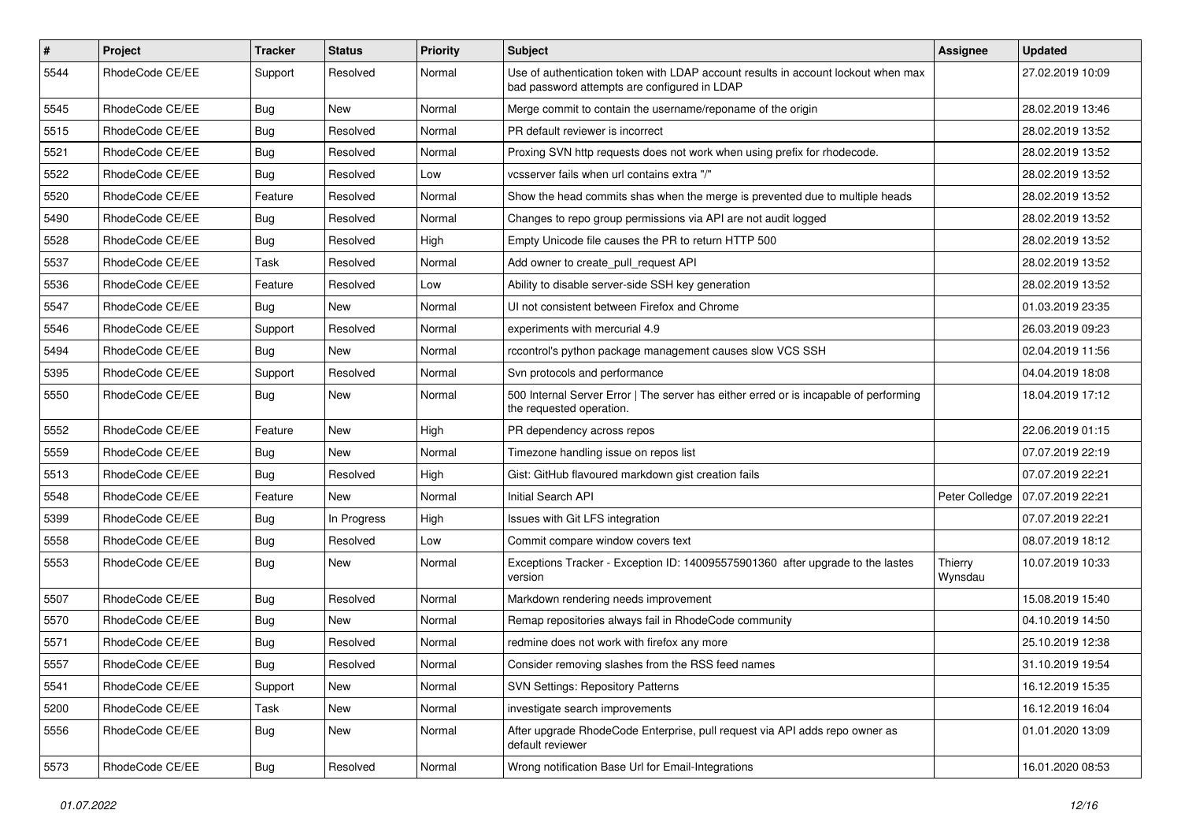| # | Project | Tracker | Status | Priority | Subject | Assignee | Updated |
|---|---|---|---|---|---|---|---|
| 5544 | RhodeCode CE/EE | Support | Resolved | Normal | Use of authentication token with LDAP account results in account lockout when max bad password attempts are configured in LDAP | | 27.02.2019 10:09 |
| 5545 | RhodeCode CE/EE | Bug | New | Normal | Merge commit to contain the username/reponame of the origin | | 28.02.2019 13:46 |
| 5515 | RhodeCode CE/EE | Bug | Resolved | Normal | PR default reviewer is incorrect | | 28.02.2019 13:52 |
| 5521 | RhodeCode CE/EE | Bug | Resolved | Normal | Proxing SVN http requests does not work when using prefix for rhodecode. | | 28.02.2019 13:52 |
| 5522 | RhodeCode CE/EE | Bug | Resolved | Low | vcsserver fails when url contains extra "/" | | 28.02.2019 13:52 |
| 5520 | RhodeCode CE/EE | Feature | Resolved | Normal | Show the head commits shas when the merge is prevented due to multiple heads | | 28.02.2019 13:52 |
| 5490 | RhodeCode CE/EE | Bug | Resolved | Normal | Changes to repo group permissions via API are not audit logged | | 28.02.2019 13:52 |
| 5528 | RhodeCode CE/EE | Bug | Resolved | High | Empty Unicode file causes the PR to return HTTP 500 | | 28.02.2019 13:52 |
| 5537 | RhodeCode CE/EE | Task | Resolved | Normal | Add owner to create_pull_request API | | 28.02.2019 13:52 |
| 5536 | RhodeCode CE/EE | Feature | Resolved | Low | Ability to disable server-side SSH key generation | | 28.02.2019 13:52 |
| 5547 | RhodeCode CE/EE | Bug | New | Normal | UI not consistent between Firefox and Chrome | | 01.03.2019 23:35 |
| 5546 | RhodeCode CE/EE | Support | Resolved | Normal | experiments with mercurial 4.9 | | 26.03.2019 09:23 |
| 5494 | RhodeCode CE/EE | Bug | New | Normal | rccontrol's python package management causes slow VCS SSH | | 02.04.2019 11:56 |
| 5395 | RhodeCode CE/EE | Support | Resolved | Normal | Svn protocols and performance | | 04.04.2019 18:08 |
| 5550 | RhodeCode CE/EE | Bug | New | Normal | 500 Internal Server Error \| The server has either erred or is incapable of performing the requested operation. | | 18.04.2019 17:12 |
| 5552 | RhodeCode CE/EE | Feature | New | High | PR dependency across repos | | 22.06.2019 01:15 |
| 5559 | RhodeCode CE/EE | Bug | New | Normal | Timezone handling issue on repos list | | 07.07.2019 22:19 |
| 5513 | RhodeCode CE/EE | Bug | Resolved | High | Gist: GitHub flavoured markdown gist creation fails | | 07.07.2019 22:21 |
| 5548 | RhodeCode CE/EE | Feature | New | Normal | Initial Search API | Peter Colledge | 07.07.2019 22:21 |
| 5399 | RhodeCode CE/EE | Bug | In Progress | High | Issues with Git LFS integration | | 07.07.2019 22:21 |
| 5558 | RhodeCode CE/EE | Bug | Resolved | Low | Commit compare window covers text | | 08.07.2019 18:12 |
| 5553 | RhodeCode CE/EE | Bug | New | Normal | Exceptions Tracker - Exception ID: 140095575901360 after upgrade to the lastes version | Thierry Wynsdau | 10.07.2019 10:33 |
| 5507 | RhodeCode CE/EE | Bug | Resolved | Normal | Markdown rendering needs improvement | | 15.08.2019 15:40 |
| 5570 | RhodeCode CE/EE | Bug | New | Normal | Remap repositories always fail in RhodeCode community | | 04.10.2019 14:50 |
| 5571 | RhodeCode CE/EE | Bug | Resolved | Normal | redmine does not work with firefox any more | | 25.10.2019 12:38 |
| 5557 | RhodeCode CE/EE | Bug | Resolved | Normal | Consider removing slashes from the RSS feed names | | 31.10.2019 19:54 |
| 5541 | RhodeCode CE/EE | Support | New | Normal | SVN Settings: Repository Patterns | | 16.12.2019 15:35 |
| 5200 | RhodeCode CE/EE | Task | New | Normal | investigate search improvements | | 16.12.2019 16:04 |
| 5556 | RhodeCode CE/EE | Bug | New | Normal | After upgrade RhodeCode Enterprise, pull request via API adds repo owner as default reviewer | | 01.01.2020 13:09 |
| 5573 | RhodeCode CE/EE | Bug | Resolved | Normal | Wrong notification Base Url for Email-Integrations | | 16.01.2020 08:53 |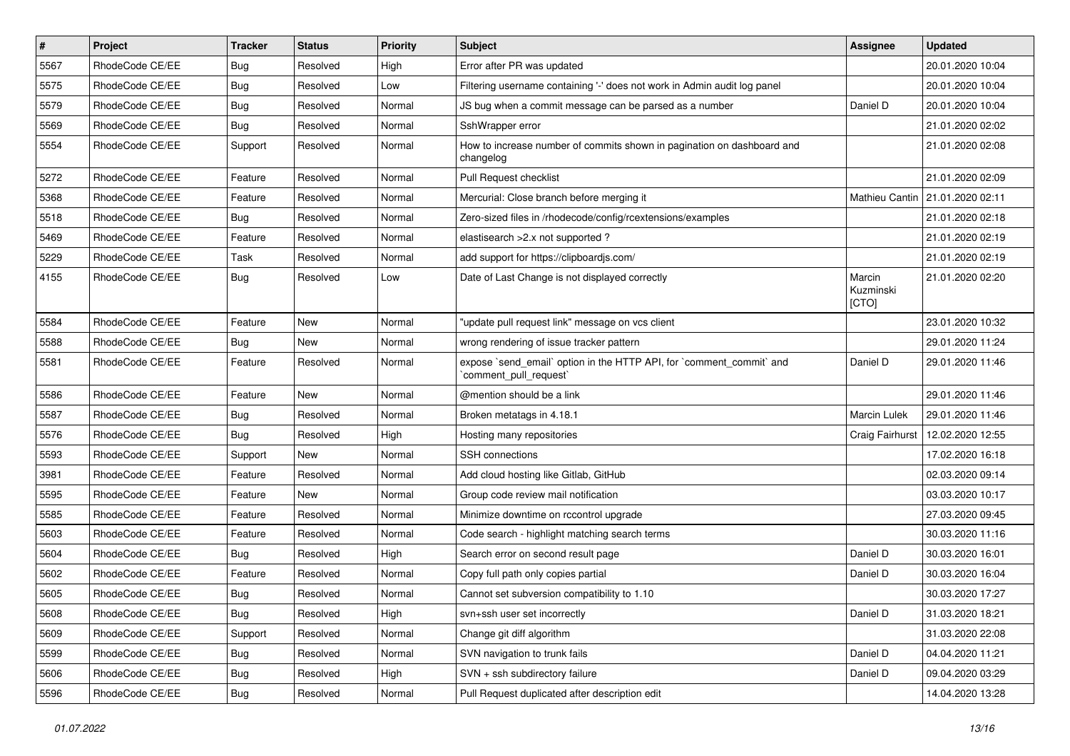| # | Project | Tracker | Status | Priority | Subject | Assignee | Updated |
|---|---|---|---|---|---|---|---|
| 5567 | RhodeCode CE/EE | Bug | Resolved | High | Error after PR was updated | | 20.01.2020 10:04 |
| 5575 | RhodeCode CE/EE | Bug | Resolved | Low | Filtering username containing '-' does not work in Admin audit log panel | | 20.01.2020 10:04 |
| 5579 | RhodeCode CE/EE | Bug | Resolved | Normal | JS bug when a commit message can be parsed as a number | Daniel D | 20.01.2020 10:04 |
| 5569 | RhodeCode CE/EE | Bug | Resolved | Normal | SshWrapper error | | 21.01.2020 02:02 |
| 5554 | RhodeCode CE/EE | Support | Resolved | Normal | How to increase number of commits shown in pagination on dashboard and changelog | | 21.01.2020 02:08 |
| 5272 | RhodeCode CE/EE | Feature | Resolved | Normal | Pull Request checklist | | 21.01.2020 02:09 |
| 5368 | RhodeCode CE/EE | Feature | Resolved | Normal | Mercurial: Close branch before merging it | Mathieu Cantin | 21.01.2020 02:11 |
| 5518 | RhodeCode CE/EE | Bug | Resolved | Normal | Zero-sized files in /rhodecode/config/rcextensions/examples | | 21.01.2020 02:18 |
| 5469 | RhodeCode CE/EE | Feature | Resolved | Normal | elastisearch >2.x not supported ? | | 21.01.2020 02:19 |
| 5229 | RhodeCode CE/EE | Task | Resolved | Normal | add support for https://clipboardjs.com/ | | 21.01.2020 02:19 |
| 4155 | RhodeCode CE/EE | Bug | Resolved | Low | Date of Last Change is not displayed correctly | Marcin Kuzminski [CTO] | 21.01.2020 02:20 |
| 5584 | RhodeCode CE/EE | Feature | New | Normal | "update pull request link" message on vcs client | | 23.01.2020 10:32 |
| 5588 | RhodeCode CE/EE | Bug | New | Normal | wrong rendering of issue tracker pattern | | 29.01.2020 11:24 |
| 5581 | RhodeCode CE/EE | Feature | Resolved | Normal | expose `send_email` option in the HTTP API, for `comment_commit` and `comment_pull_request` | Daniel D | 29.01.2020 11:46 |
| 5586 | RhodeCode CE/EE | Feature | New | Normal | @mention should be a link | | 29.01.2020 11:46 |
| 5587 | RhodeCode CE/EE | Bug | Resolved | Normal | Broken metatags in 4.18.1 | Marcin Lulek | 29.01.2020 11:46 |
| 5576 | RhodeCode CE/EE | Bug | Resolved | High | Hosting many repositories | Craig Fairhurst | 12.02.2020 12:55 |
| 5593 | RhodeCode CE/EE | Support | New | Normal | SSH connections | | 17.02.2020 16:18 |
| 3981 | RhodeCode CE/EE | Feature | Resolved | Normal | Add cloud hosting like Gitlab, GitHub | | 02.03.2020 09:14 |
| 5595 | RhodeCode CE/EE | Feature | New | Normal | Group code review mail notification | | 03.03.2020 10:17 |
| 5585 | RhodeCode CE/EE | Feature | Resolved | Normal | Minimize downtime on rccontrol upgrade | | 27.03.2020 09:45 |
| 5603 | RhodeCode CE/EE | Feature | Resolved | Normal | Code search - highlight matching search terms | | 30.03.2020 11:16 |
| 5604 | RhodeCode CE/EE | Bug | Resolved | High | Search error on second result page | Daniel D | 30.03.2020 16:01 |
| 5602 | RhodeCode CE/EE | Feature | Resolved | Normal | Copy full path only copies partial | Daniel D | 30.03.2020 16:04 |
| 5605 | RhodeCode CE/EE | Bug | Resolved | Normal | Cannot set subversion compatibility to 1.10 | | 30.03.2020 17:27 |
| 5608 | RhodeCode CE/EE | Bug | Resolved | High | svn+ssh user set incorrectly | Daniel D | 31.03.2020 18:21 |
| 5609 | RhodeCode CE/EE | Support | Resolved | Normal | Change git diff algorithm | | 31.03.2020 22:08 |
| 5599 | RhodeCode CE/EE | Bug | Resolved | Normal | SVN navigation to trunk fails | Daniel D | 04.04.2020 11:21 |
| 5606 | RhodeCode CE/EE | Bug | Resolved | High | SVN + ssh subdirectory failure | Daniel D | 09.04.2020 03:29 |
| 5596 | RhodeCode CE/EE | Bug | Resolved | Normal | Pull Request duplicated after description edit | | 14.04.2020 13:28 |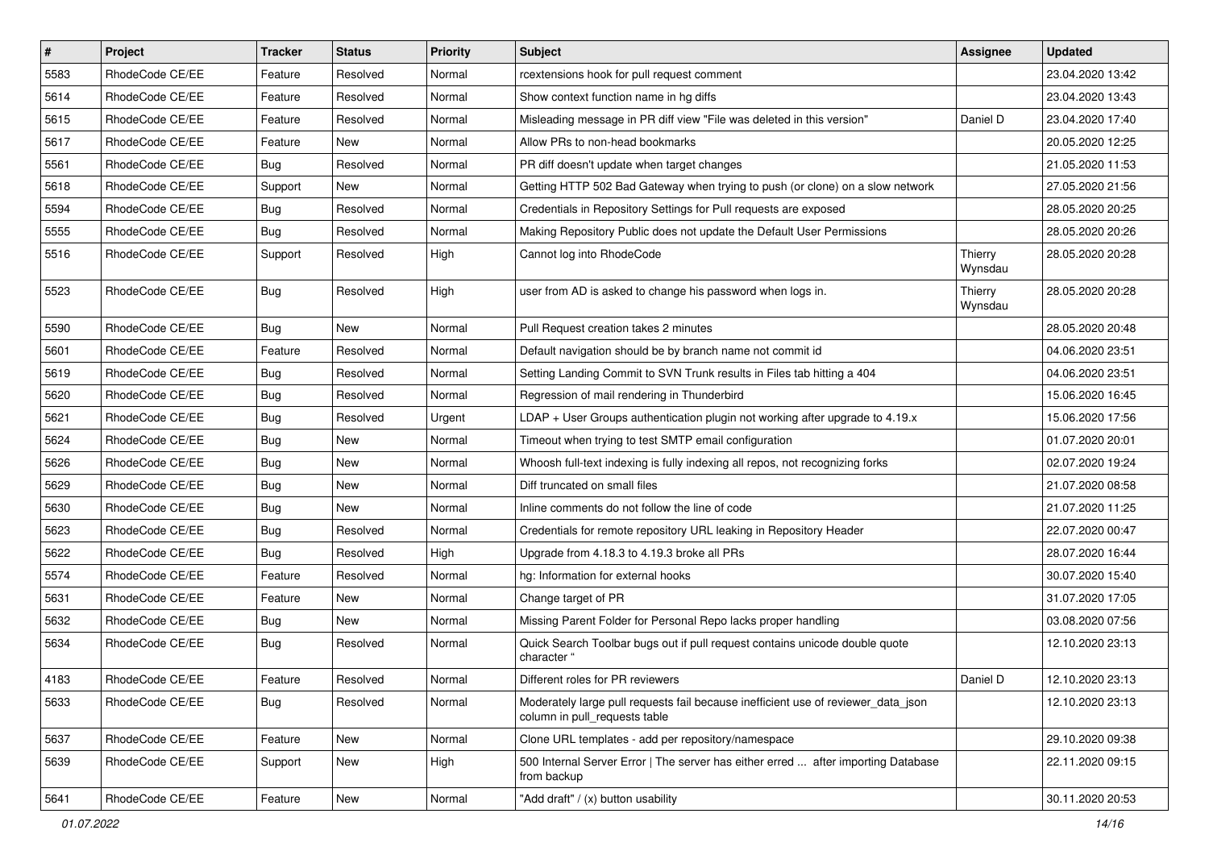| # | Project | Tracker | Status | Priority | Subject | Assignee | Updated |
| --- | --- | --- | --- | --- | --- | --- | --- |
| 5583 | RhodeCode CE/EE | Feature | Resolved | Normal | rcextensions hook for pull request comment | | 23.04.2020 13:42 |
| 5614 | RhodeCode CE/EE | Feature | Resolved | Normal | Show context function name in hg diffs | | 23.04.2020 13:43 |
| 5615 | RhodeCode CE/EE | Feature | Resolved | Normal | Misleading message in PR diff view "File was deleted in this version" | Daniel D | 23.04.2020 17:40 |
| 5617 | RhodeCode CE/EE | Feature | New | Normal | Allow PRs to non-head bookmarks | | 20.05.2020 12:25 |
| 5561 | RhodeCode CE/EE | Bug | Resolved | Normal | PR diff doesn't update when target changes | | 21.05.2020 11:53 |
| 5618 | RhodeCode CE/EE | Support | New | Normal | Getting HTTP 502 Bad Gateway when trying to push (or clone) on a slow network | | 27.05.2020 21:56 |
| 5594 | RhodeCode CE/EE | Bug | Resolved | Normal | Credentials in Repository Settings for Pull requests are exposed | | 28.05.2020 20:25 |
| 5555 | RhodeCode CE/EE | Bug | Resolved | Normal | Making Repository Public does not update the Default User Permissions | | 28.05.2020 20:26 |
| 5516 | RhodeCode CE/EE | Support | Resolved | High | Cannot log into RhodeCode | Thierry Wynsdau | 28.05.2020 20:28 |
| 5523 | RhodeCode CE/EE | Bug | Resolved | High | user from AD is asked to change his password when logs in. | Thierry Wynsdau | 28.05.2020 20:28 |
| 5590 | RhodeCode CE/EE | Bug | New | Normal | Pull Request creation takes 2 minutes | | 28.05.2020 20:48 |
| 5601 | RhodeCode CE/EE | Feature | Resolved | Normal | Default navigation should be by branch name not commit id | | 04.06.2020 23:51 |
| 5619 | RhodeCode CE/EE | Bug | Resolved | Normal | Setting Landing Commit to SVN Trunk results in Files tab hitting a 404 | | 04.06.2020 23:51 |
| 5620 | RhodeCode CE/EE | Bug | Resolved | Normal | Regression of mail rendering in Thunderbird | | 15.06.2020 16:45 |
| 5621 | RhodeCode CE/EE | Bug | Resolved | Urgent | LDAP + User Groups authentication plugin not working after upgrade to 4.19.x | | 15.06.2020 17:56 |
| 5624 | RhodeCode CE/EE | Bug | New | Normal | Timeout when trying to test SMTP email configuration | | 01.07.2020 20:01 |
| 5626 | RhodeCode CE/EE | Bug | New | Normal | Whoosh full-text indexing is fully indexing all repos, not recognizing forks | | 02.07.2020 19:24 |
| 5629 | RhodeCode CE/EE | Bug | New | Normal | Diff truncated on small files | | 21.07.2020 08:58 |
| 5630 | RhodeCode CE/EE | Bug | New | Normal | Inline comments do not follow the line of code | | 21.07.2020 11:25 |
| 5623 | RhodeCode CE/EE | Bug | Resolved | Normal | Credentials for remote repository URL leaking in Repository Header | | 22.07.2020 00:47 |
| 5622 | RhodeCode CE/EE | Bug | Resolved | High | Upgrade from 4.18.3 to 4.19.3 broke all PRs | | 28.07.2020 16:44 |
| 5574 | RhodeCode CE/EE | Feature | Resolved | Normal | hg: Information for external hooks | | 30.07.2020 15:40 |
| 5631 | RhodeCode CE/EE | Feature | New | Normal | Change target of PR | | 31.07.2020 17:05 |
| 5632 | RhodeCode CE/EE | Bug | New | Normal | Missing Parent Folder for Personal Repo lacks proper handling | | 03.08.2020 07:56 |
| 5634 | RhodeCode CE/EE | Bug | Resolved | Normal | Quick Search Toolbar bugs out if pull request contains unicode double quote character " | | 12.10.2020 23:13 |
| 4183 | RhodeCode CE/EE | Feature | Resolved | Normal | Different roles for PR reviewers | Daniel D | 12.10.2020 23:13 |
| 5633 | RhodeCode CE/EE | Bug | Resolved | Normal | Moderately large pull requests fail because inefficient use of reviewer_data_json column in pull_requests table | | 12.10.2020 23:13 |
| 5637 | RhodeCode CE/EE | Feature | New | Normal | Clone URL templates - add per repository/namespace | | 29.10.2020 09:38 |
| 5639 | RhodeCode CE/EE | Support | New | High | 500 Internal Server Error \| The server has either erred ... after importing Database from backup | | 22.11.2020 09:15 |
| 5641 | RhodeCode CE/EE | Feature | New | Normal | "Add draft" / (x) button usability | | 30.11.2020 20:53 |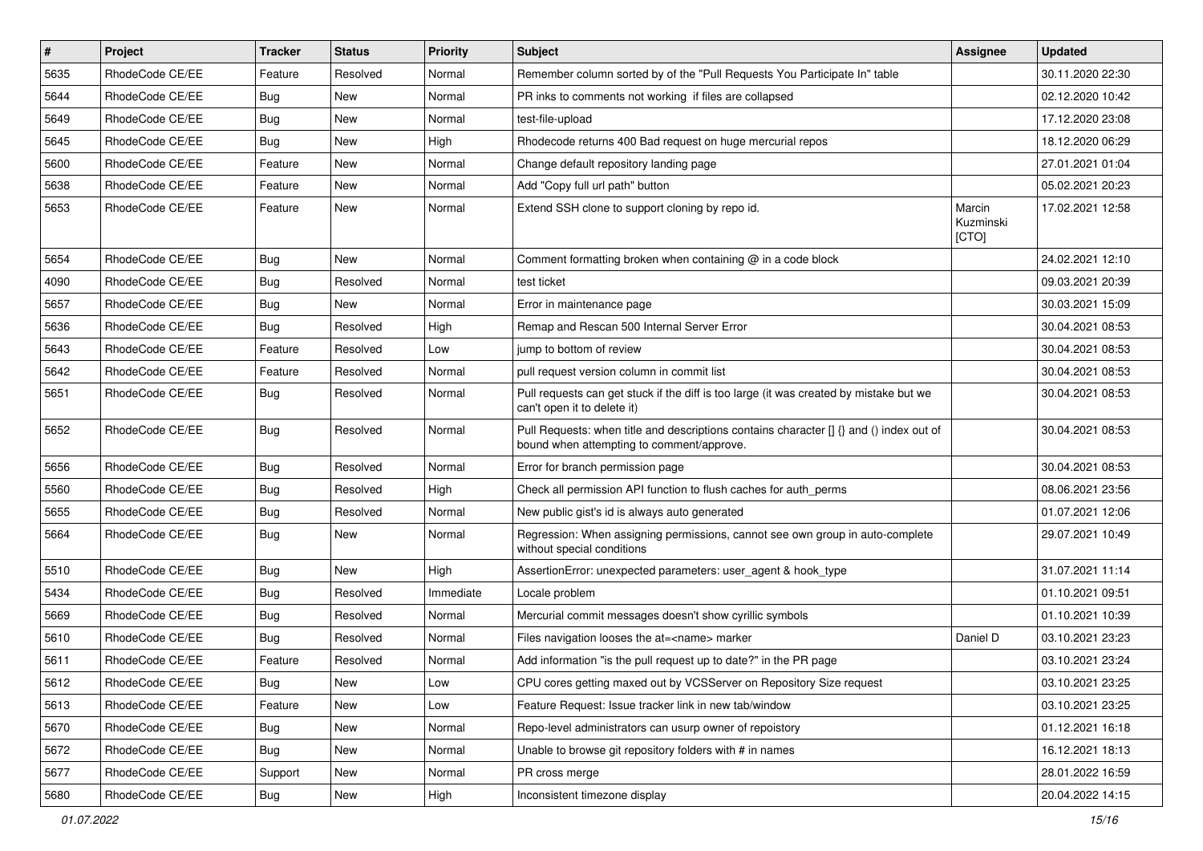| # | Project | Tracker | Status | Priority | Subject | Assignee | Updated |
|---|---|---|---|---|---|---|---|
| 5635 | RhodeCode CE/EE | Feature | Resolved | Normal | Remember column sorted by of the "Pull Requests You Participate In" table | | 30.11.2020 22:30 |
| 5644 | RhodeCode CE/EE | Bug | New | Normal | PR inks to comments not working if files are collapsed | | 02.12.2020 10:42 |
| 5649 | RhodeCode CE/EE | Bug | New | Normal | test-file-upload | | 17.12.2020 23:08 |
| 5645 | RhodeCode CE/EE | Bug | New | High | Rhodecode returns 400 Bad request on huge mercurial repos | | 18.12.2020 06:29 |
| 5600 | RhodeCode CE/EE | Feature | New | Normal | Change default repository landing page | | 27.01.2021 01:04 |
| 5638 | RhodeCode CE/EE | Feature | New | Normal | Add "Copy full url path" button | | 05.02.2021 20:23 |
| 5653 | RhodeCode CE/EE | Feature | New | Normal | Extend SSH clone to support cloning by repo id. | Marcin Kuzminski [CTO] | 17.02.2021 12:58 |
| 5654 | RhodeCode CE/EE | Bug | New | Normal | Comment formatting broken when containing @ in a code block | | 24.02.2021 12:10 |
| 4090 | RhodeCode CE/EE | Bug | Resolved | Normal | test ticket | | 09.03.2021 20:39 |
| 5657 | RhodeCode CE/EE | Bug | New | Normal | Error in maintenance page | | 30.03.2021 15:09 |
| 5636 | RhodeCode CE/EE | Bug | Resolved | High | Remap and Rescan 500 Internal Server Error | | 30.04.2021 08:53 |
| 5643 | RhodeCode CE/EE | Feature | Resolved | Low | jump to bottom of review | | 30.04.2021 08:53 |
| 5642 | RhodeCode CE/EE | Feature | Resolved | Normal | pull request version column in commit list | | 30.04.2021 08:53 |
| 5651 | RhodeCode CE/EE | Bug | Resolved | Normal | Pull requests can get stuck if the diff is too large (it was created by mistake but we can't open it to delete it) | | 30.04.2021 08:53 |
| 5652 | RhodeCode CE/EE | Bug | Resolved | Normal | Pull Requests: when title and descriptions contains character [] {} and () index out of bound when attempting to comment/approve. | | 30.04.2021 08:53 |
| 5656 | RhodeCode CE/EE | Bug | Resolved | Normal | Error for branch permission page | | 30.04.2021 08:53 |
| 5560 | RhodeCode CE/EE | Bug | Resolved | High | Check all permission API function to flush caches for auth_perms | | 08.06.2021 23:56 |
| 5655 | RhodeCode CE/EE | Bug | Resolved | Normal | New public gist's id is always auto generated | | 01.07.2021 12:06 |
| 5664 | RhodeCode CE/EE | Bug | New | Normal | Regression: When assigning permissions, cannot see own group in auto-complete without special conditions | | 29.07.2021 10:49 |
| 5510 | RhodeCode CE/EE | Bug | New | High | AssertionError: unexpected parameters: user_agent & hook_type | | 31.07.2021 11:14 |
| 5434 | RhodeCode CE/EE | Bug | Resolved | Immediate | Locale problem | | 01.10.2021 09:51 |
| 5669 | RhodeCode CE/EE | Bug | Resolved | Normal | Mercurial commit messages doesn't show cyrillic symbols | | 01.10.2021 10:39 |
| 5610 | RhodeCode CE/EE | Bug | Resolved | Normal | Files navigation looses the at=<name> marker | Daniel D | 03.10.2021 23:23 |
| 5611 | RhodeCode CE/EE | Feature | Resolved | Normal | Add information "is the pull request up to date?" in the PR page | | 03.10.2021 23:24 |
| 5612 | RhodeCode CE/EE | Bug | New | Low | CPU cores getting maxed out by VCSServer on Repository Size request | | 03.10.2021 23:25 |
| 5613 | RhodeCode CE/EE | Feature | New | Low | Feature Request: Issue tracker link in new tab/window | | 03.10.2021 23:25 |
| 5670 | RhodeCode CE/EE | Bug | New | Normal | Repo-level administrators can usurp owner of repoistory | | 01.12.2021 16:18 |
| 5672 | RhodeCode CE/EE | Bug | New | Normal | Unable to browse git repository folders with # in names | | 16.12.2021 18:13 |
| 5677 | RhodeCode CE/EE | Support | New | Normal | PR cross merge | | 28.01.2022 16:59 |
| 5680 | RhodeCode CE/EE | Bug | New | High | Inconsistent timezone display | | 20.04.2022 14:15 |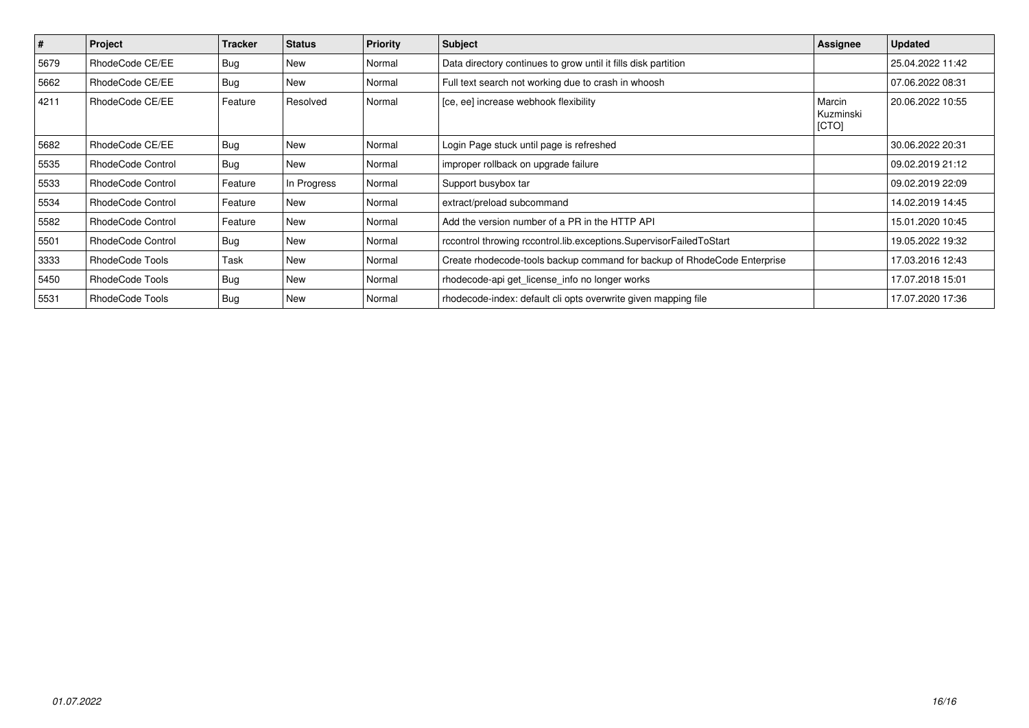| # | Project | Tracker | Status | Priority | Subject | Assignee | Updated |
|---|---|---|---|---|---|---|---|
| 5679 | RhodeCode CE/EE | Bug | New | Normal | Data directory continues to grow until it fills disk partition | | 25.04.2022 11:42 |
| 5662 | RhodeCode CE/EE | Bug | New | Normal | Full text search not working due to crash in whoosh | | 07.06.2022 08:31 |
| 4211 | RhodeCode CE/EE | Feature | Resolved | Normal | [ce, ee] increase webhook flexibility | Marcin Kuzminski [CTO] | 20.06.2022 10:55 |
| 5682 | RhodeCode CE/EE | Bug | New | Normal | Login Page stuck until page is refreshed | | 30.06.2022 20:31 |
| 5535 | RhodeCode Control | Bug | New | Normal | improper rollback on upgrade failure | | 09.02.2019 21:12 |
| 5533 | RhodeCode Control | Feature | In Progress | Normal | Support busybox tar | | 09.02.2019 22:09 |
| 5534 | RhodeCode Control | Feature | New | Normal | extract/preload subcommand | | 14.02.2019 14:45 |
| 5582 | RhodeCode Control | Feature | New | Normal | Add the version number of a PR in the HTTP API | | 15.01.2020 10:45 |
| 5501 | RhodeCode Control | Bug | New | Normal | rccontrol throwing rccontrol.lib.exceptions.SupervisorFailedToStart | | 19.05.2022 19:32 |
| 3333 | RhodeCode Tools | Task | New | Normal | Create rhodecode-tools backup command for backup of RhodeCode Enterprise | | 17.03.2016 12:43 |
| 5450 | RhodeCode Tools | Bug | New | Normal | rhodecode-api get_license_info no longer works | | 17.07.2018 15:01 |
| 5531 | RhodeCode Tools | Bug | New | Normal | rhodecode-index: default cli opts overwrite given mapping file | | 17.07.2020 17:36 |

*01.07.2022*